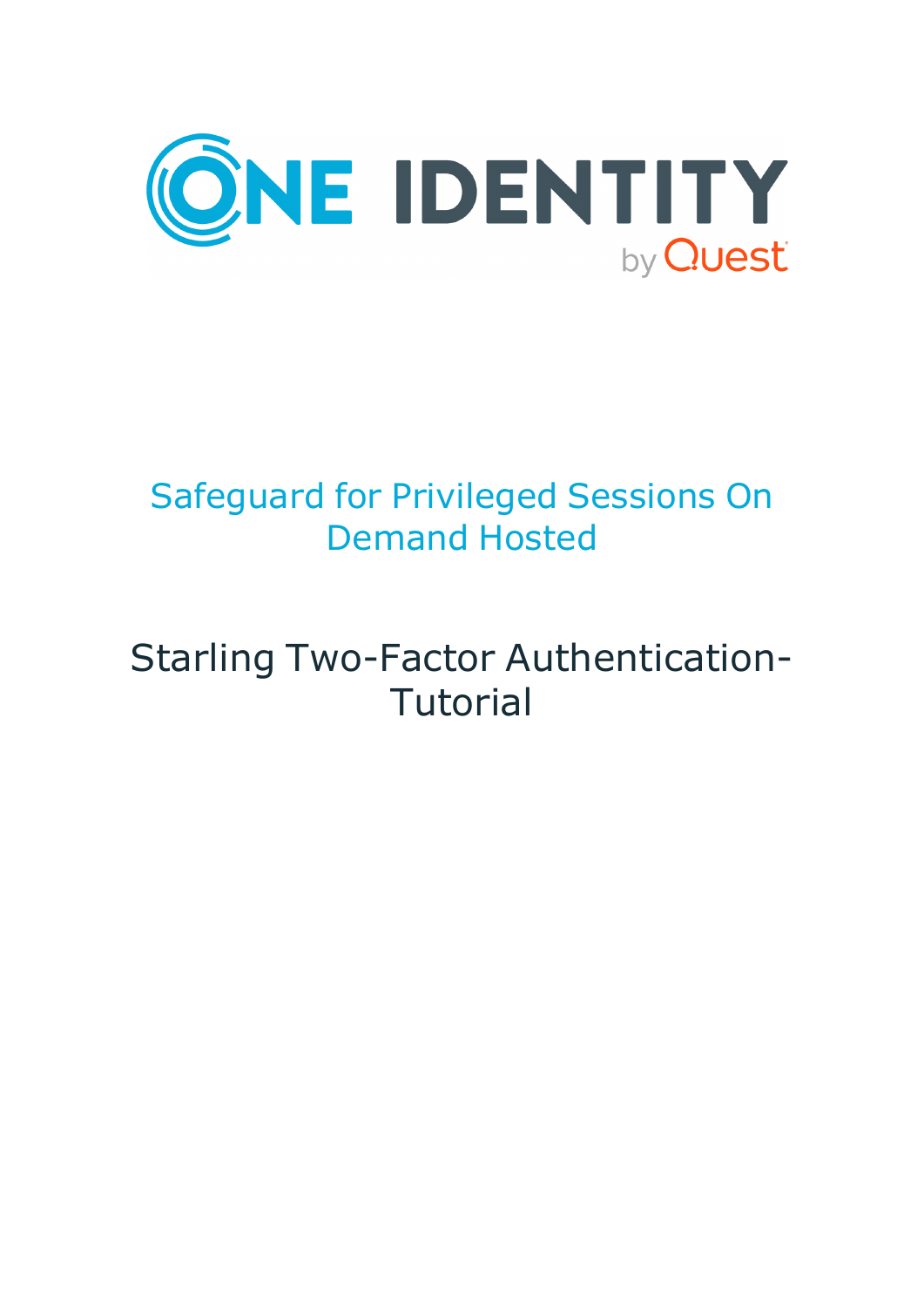ONE IDENTITY by Quest

# Safeguard for Privileged Sessions On Demand Hosted

## Starling Two-Factor Authentication-Tutorial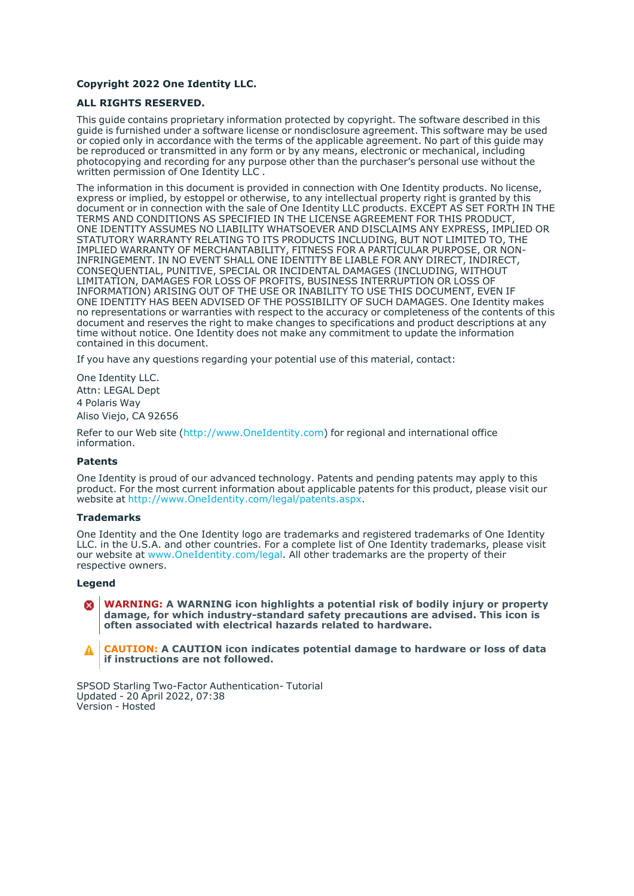**Copyright 2022 One Identity LLC.**

**ALL RIGHTS RESERVED.**

This guide contains proprietary information protected by copyright. The software described in this guide is furnished under a software license or nondisclosure agreement. This software may be used or copied only in accordance with the terms of the applicable agreement. No part of this guide may be reproduced or transmitted in any form or by any means, electronic or mechanical, including photocopying and recording for any purpose other than the purchaser's personal use without the written permission of One Identity LLC .

The information in this document is provided in connection with One Identity products. No license, express or implied, by estoppel or otherwise, to any intellectual property right is granted by this document or in connection with the sale of One Identity LLC products. EXCEPT AS SET FORTH IN THE TERMS AND CONDITIONS AS SPECIFIED IN THE LICENSE AGREEMENT FOR THIS PRODUCT, ONE IDENTITY ASSUMES NO LIABILITY WHATSOEVER AND DISCLAIMS ANY EXPRESS, IMPLIED OR STATUTORY WARRANTY RELATING TO ITS PRODUCTS INCLUDING, BUT NOT LIMITED TO, THE IMPLIED WARRANTY OF MERCHANTABILITY, FITNESS FOR A PARTICULAR PURPOSE, OR NON-INFRINGEMENT. IN NO EVENT SHALL ONE IDENTITY BE LIABLE FOR ANY DIRECT, INDIRECT, CONSEQUENTIAL, PUNITIVE, SPECIAL OR INCIDENTAL DAMAGES (INCLUDING, WITHOUT LIMITATION, DAMAGES FOR LOSS OF PROFITS, BUSINESS INTERRUPTION OR LOSS OF INFORMATION) ARISING OUT OF THE USE OR INABILITY TO USE THIS DOCUMENT, EVEN IF ONE IDENTITY HAS BEEN ADVISED OF THE POSSIBILITY OF SUCH DAMAGES. One Identity makes no representations or warranties with respect to the accuracy or completeness of the contents of this document and reserves the right to make changes to specifications and product descriptions at any time without notice. One Identity does not make any commitment to update the information contained in this document.

If you have any questions regarding your potential use of this material, contact:

One Identity LLC.
Attn: LEGAL Dept
4 Polaris Way
Aliso Viejo, CA 92656

Refer to our Web site (http://www.OneIdentity.com) for regional and international office information.

### Patents

One Identity is proud of our advanced technology. Patents and pending patents may apply to this product. For the most current information about applicable patents for this product, please visit our website at http://www.OneIdentity.com/legal/patents.aspx.

### Trademarks

One Identity and the One Identity logo are trademarks and registered trademarks of One Identity LLC. in the U.S.A. and other countries. For a complete list of One Identity trademarks, please visit our website at www.OneIdentity.com/legal. All other trademarks are the property of their respective owners.

### Legend

**WARNING: A WARNING icon highlights a potential risk of bodily injury or property damage, for which industry-standard safety precautions are advised. This icon is often associated with electrical hazards related to hardware.**

**CAUTION: A CAUTION icon indicates potential damage to hardware or loss of data if instructions are not followed.**

SPSOD Starling Two-Factor Authentication- Tutorial
Updated - 20 April 2022, 07:38
Version - Hosted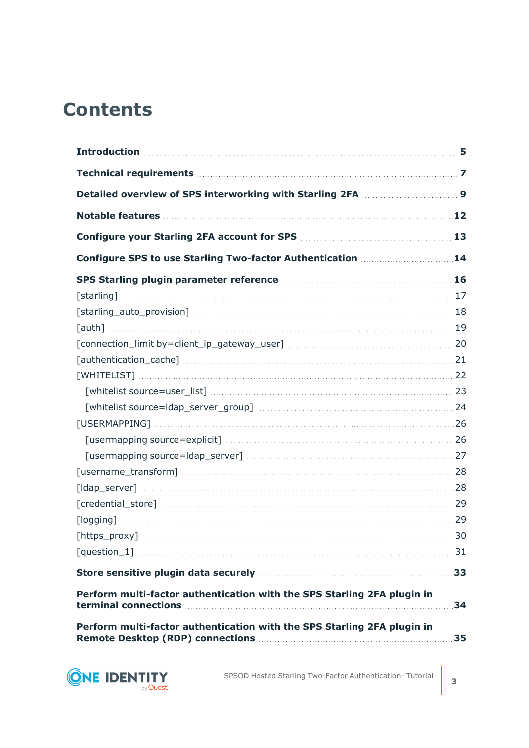# Contents

**Introduction** 5

**Technical requirements** 7

**Detailed overview of SPS interworking with Starling 2FA** 9

**Notable features** 12

**Configure your Starling 2FA account for SPS** 13

**Configure SPS to use Starling Two-factor Authentication** 14

**SPS Starling plugin parameter reference** 16

- [starling] 17
- [starling_auto_provision] 18
- [auth] 19
- [connection_limit by=client_ip_gateway_user] 20
- [authentication_cache] 21
- [WHITELIST] 22
  - [whitelist source=user_list] 23
  - [whitelist source=ldap_server_group] 24
- [USERMAPPING] 26
  - [usermapping source=explicit] 26
  - [usermapping source=ldap_server] 27
- [username_transform] 28
- [ldap_server] 28
- [credential_store] 29
- [logging] 29
- [https_proxy] 30
- [question_1] 31

**Store sensitive plugin data securely** 33

**Perform multi-factor authentication with the SPS Starling 2FA plugin in terminal connections** 34

**Perform multi-factor authentication with the SPS Starling 2FA plugin in Remote Desktop (RDP) connections** 35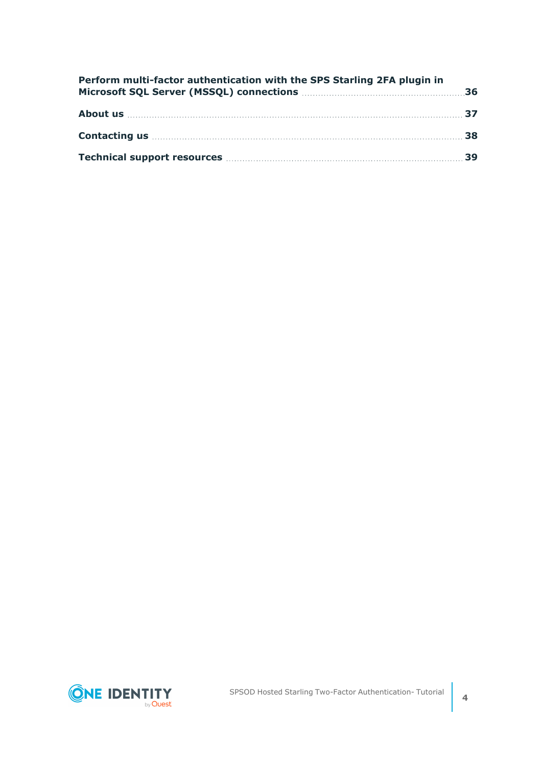**Perform multi-factor authentication with the SPS Starling 2FA plugin in Microsoft SQL Server (MSSQL) connections** 36

**About us** 37

**Contacting us** 38

**Technical support resources** 39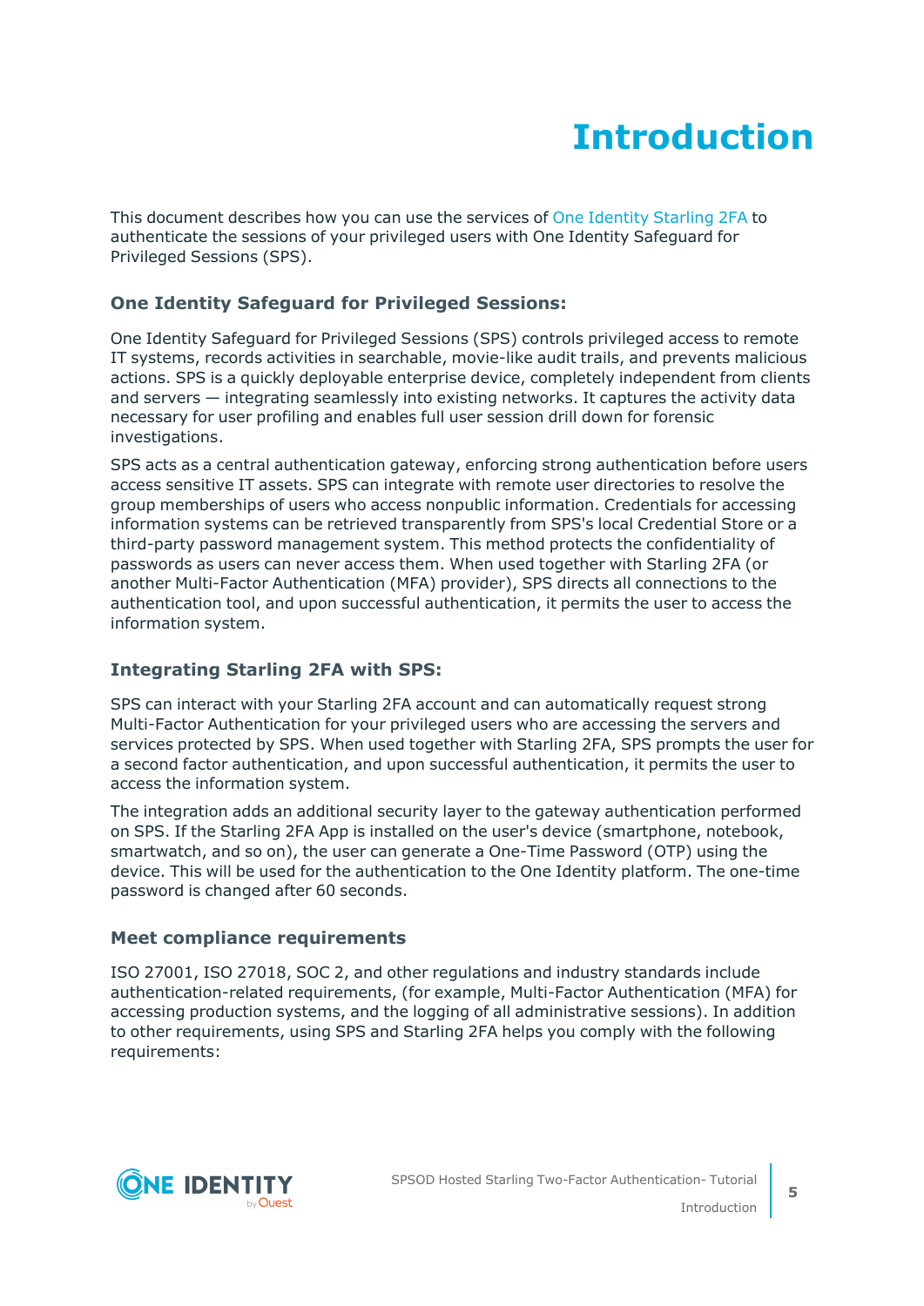# Introduction

This document describes how you can use the services of One Identity Starling 2FA to authenticate the sessions of your privileged users with One Identity Safeguard for Privileged Sessions (SPS).

### One Identity Safeguard for Privileged Sessions:

One Identity Safeguard for Privileged Sessions (SPS) controls privileged access to remote IT systems, records activities in searchable, movie-like audit trails, and prevents malicious actions. SPS is a quickly deployable enterprise device, completely independent from clients and servers — integrating seamlessly into existing networks. It captures the activity data necessary for user profiling and enables full user session drill down for forensic investigations.

SPS acts as a central authentication gateway, enforcing strong authentication before users access sensitive IT assets. SPS can integrate with remote user directories to resolve the group memberships of users who access nonpublic information. Credentials for accessing information systems can be retrieved transparently from SPS's local Credential Store or a third-party password management system. This method protects the confidentiality of passwords as users can never access them. When used together with Starling 2FA (or another Multi-Factor Authentication (MFA) provider), SPS directs all connections to the authentication tool, and upon successful authentication, it permits the user to access the information system.

### Integrating Starling 2FA with SPS:

SPS can interact with your Starling 2FA account and can automatically request strong Multi-Factor Authentication for your privileged users who are accessing the servers and services protected by SPS. When used together with Starling 2FA, SPS prompts the user for a second factor authentication, and upon successful authentication, it permits the user to access the information system.

The integration adds an additional security layer to the gateway authentication performed on SPS. If the Starling 2FA App is installed on the user's device (smartphone, notebook, smartwatch, and so on), the user can generate a One-Time Password (OTP) using the device. This will be used for the authentication to the One Identity platform. The one-time password is changed after 60 seconds.

### Meet compliance requirements

ISO 27001, ISO 27018, SOC 2, and other regulations and industry standards include authentication-related requirements, (for example, Multi-Factor Authentication (MFA) for accessing production systems, and the logging of all administrative sessions). In addition to other requirements, using SPS and Starling 2FA helps you comply with the following requirements: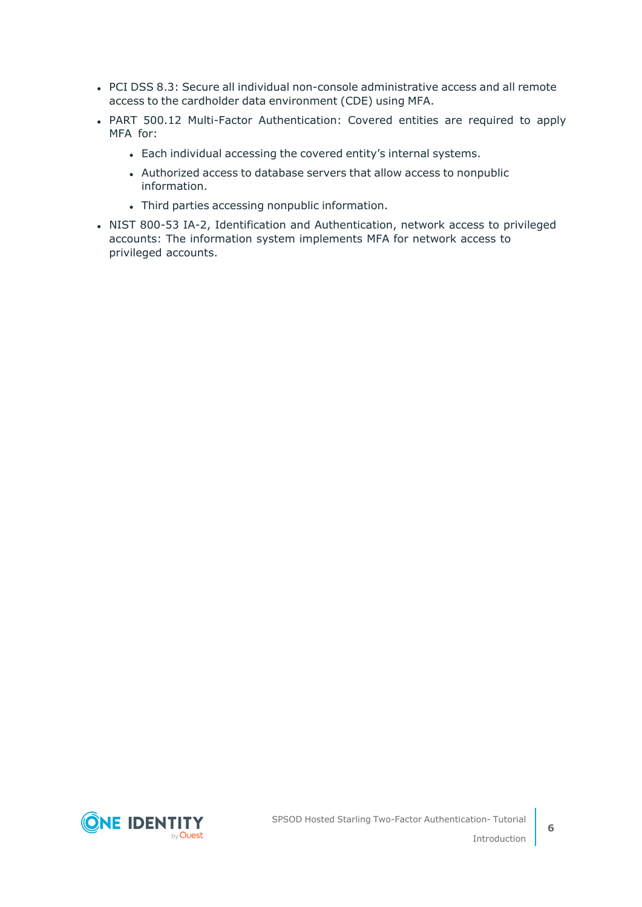- PCI DSS 8.3: Secure all individual non-console administrative access and all remote access to the cardholder data environment (CDE) using MFA.
- PART 500.12 Multi-Factor Authentication: Covered entities are required to apply MFA for:
  - Each individual accessing the covered entity’s internal systems.
  - Authorized access to database servers that allow access to nonpublic information.
  - Third parties accessing nonpublic information.
- NIST 800-53 IA-2, Identification and Authentication, network access to privileged accounts: The information system implements MFA for network access to privileged accounts.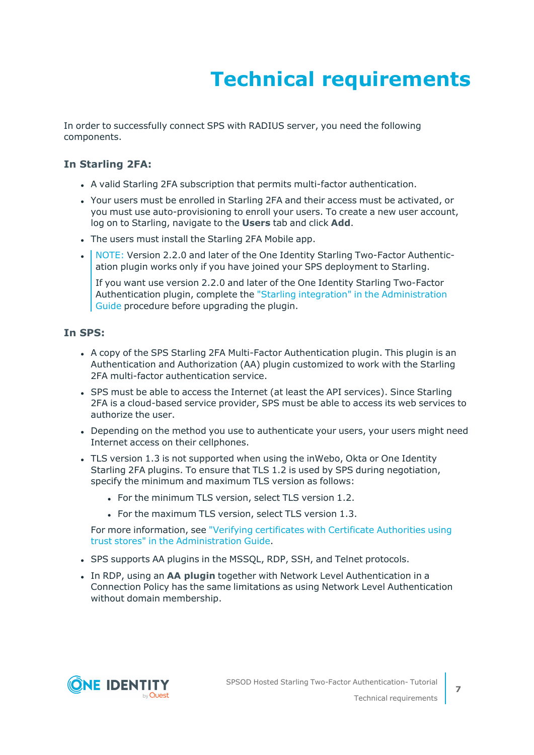# Technical requirements

In order to successfully connect SPS with RADIUS server, you need the following components.

### In Starling 2FA:

- A valid Starling 2FA subscription that permits multi-factor authentication.
- Your users must be enrolled in Starling 2FA and their access must be activated, or you must use auto-provisioning to enroll your users. To create a new user account, log on to Starling, navigate to the **Users** tab and click **Add**.
- The users must install the Starling 2FA Mobile app.
- NOTE: Version 2.2.0 and later of the One Identity Starling Two-Factor Authentication plugin works only if you have joined your SPS deployment to Starling.

  If you want use version 2.2.0 and later of the One Identity Starling Two-Factor Authentication plugin, complete the "Starling integration" in the Administration Guide procedure before upgrading the plugin.

### In SPS:

- A copy of the SPS Starling 2FA Multi-Factor Authentication plugin. This plugin is an Authentication and Authorization (AA) plugin customized to work with the Starling 2FA multi-factor authentication service.
- SPS must be able to access the Internet (at least the API services). Since Starling 2FA is a cloud-based service provider, SPS must be able to access its web services to authorize the user.
- Depending on the method you use to authenticate your users, your users might need Internet access on their cellphones.
- TLS version 1.3 is not supported when using the inWebo, Okta or One Identity Starling 2FA plugins. To ensure that TLS 1.2 is used by SPS during negotiation, specify the minimum and maximum TLS version as follows:
  - For the minimum TLS version, select TLS version 1.2.
  - For the maximum TLS version, select TLS version 1.3.

  For more information, see "Verifying certificates with Certificate Authorities using trust stores" in the Administration Guide.
- SPS supports AA plugins in the MSSQL, RDP, SSH, and Telnet protocols.
- In RDP, using an **AA plugin** together with Network Level Authentication in a Connection Policy has the same limitations as using Network Level Authentication without domain membership.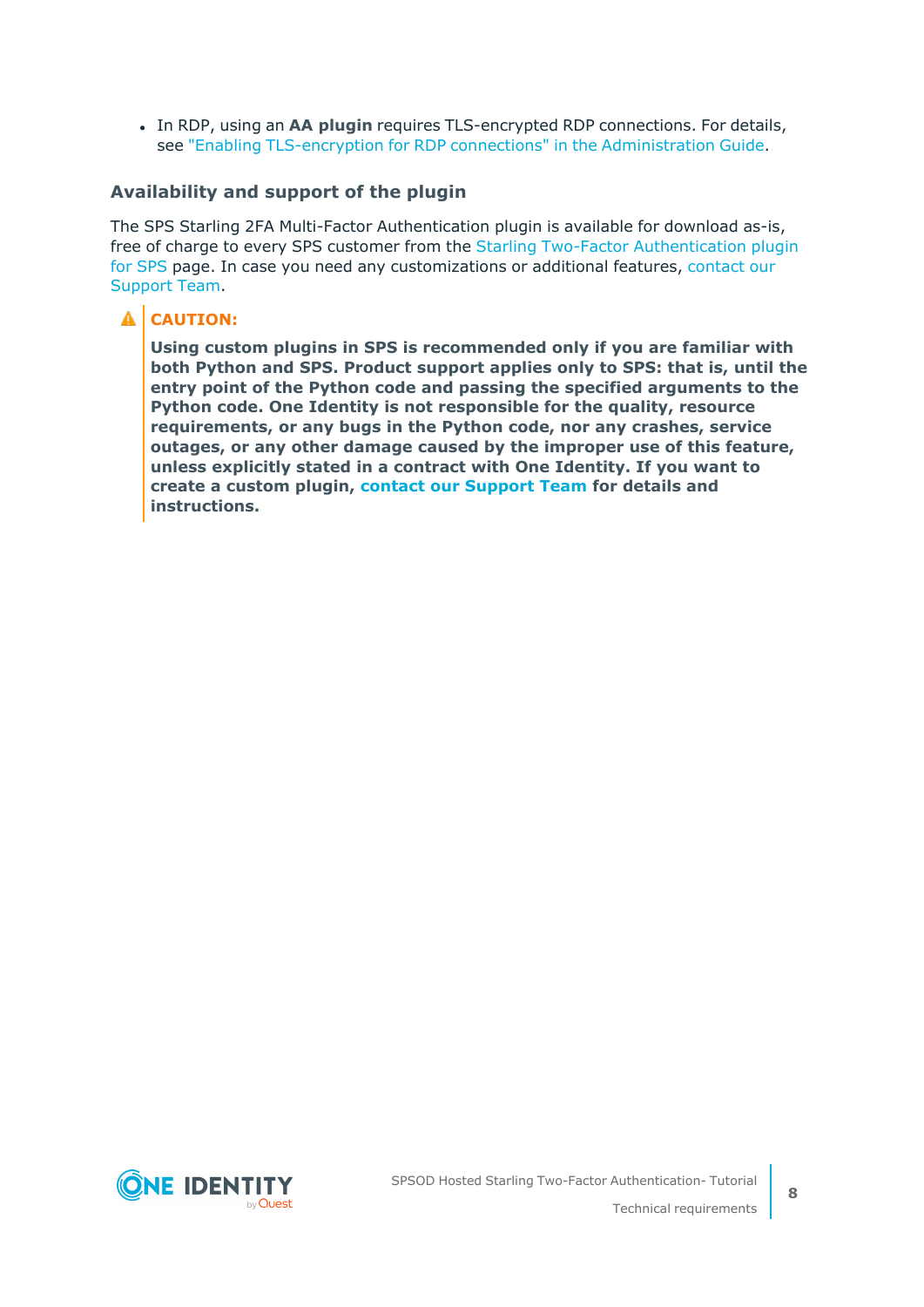- In RDP, using an **AA plugin** requires TLS-encrypted RDP connections. For details, see "Enabling TLS-encryption for RDP connections" in the Administration Guide.

### Availability and support of the plugin

The SPS Starling 2FA Multi-Factor Authentication plugin is available for download as-is, free of charge to every SPS customer from the Starling Two-Factor Authentication plugin for SPS page. In case you need any customizations or additional features, contact our Support Team.

**CAUTION:**

**Using custom plugins in SPS is recommended only if you are familiar with both Python and SPS. Product support applies only to SPS: that is, until the entry point of the Python code and passing the specified arguments to the Python code. One Identity is not responsible for the quality, resource requirements, or any bugs in the Python code, nor any crashes, service outages, or any other damage caused by the improper use of this feature, unless explicitly stated in a contract with One Identity. If you want to create a custom plugin, contact our Support Team for details and instructions.**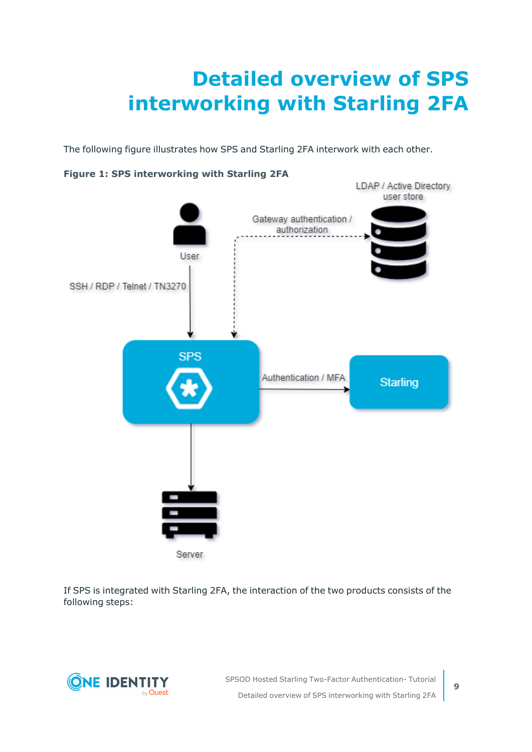# Detailed overview of SPS interworking with Starling 2FA

The following figure illustrates how SPS and Starling 2FA interwork with each other.

**Figure 1: SPS interworking with Starling 2FA**

If SPS is integrated with Starling 2FA, the interaction of the two products consists of the following steps: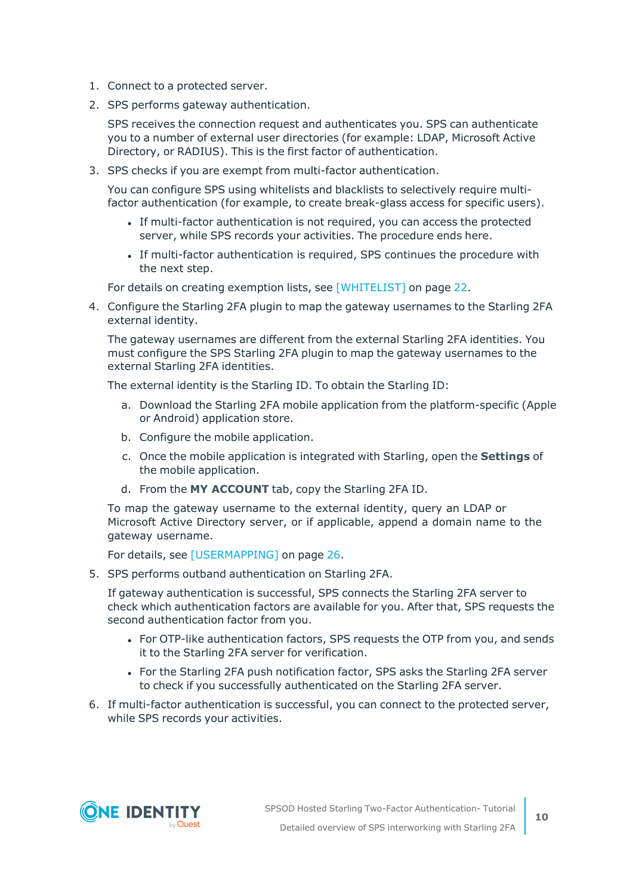1. Connect to a protected server.
2. SPS performs gateway authentication.

   SPS receives the connection request and authenticates you. SPS can authenticate you to a number of external user directories (for example: LDAP, Microsoft Active Directory, or RADIUS). This is the first factor of authentication.
3. SPS checks if you are exempt from multi-factor authentication.

   You can configure SPS using whitelists and blacklists to selectively require multi-factor authentication (for example, to create break-glass access for specific users).

   - If multi-factor authentication is not required, you can access the protected server, while SPS records your activities. The procedure ends here.
   - If multi-factor authentication is required, SPS continues the procedure with the next step.

   For details on creating exemption lists, see [WHITELIST] on page 22.
4. Configure the Starling 2FA plugin to map the gateway usernames to the Starling 2FA external identity.

   The gateway usernames are different from the external Starling 2FA identities. You must configure the SPS Starling 2FA plugin to map the gateway usernames to the external Starling 2FA identities.

   The external identity is the Starling ID. To obtain the Starling ID:

   a. Download the Starling 2FA mobile application from the platform-specific (Apple or Android) application store.
   b. Configure the mobile application.
   c. Once the mobile application is integrated with Starling, open the **Settings** of the mobile application.
   d. From the **MY ACCOUNT** tab, copy the Starling 2FA ID.

   To map the gateway username to the external identity, query an LDAP or Microsoft Active Directory server, or if applicable, append a domain name to the gateway username.

   For details, see [USERMAPPING] on page 26.
5. SPS performs outband authentication on Starling 2FA.

   If gateway authentication is successful, SPS connects the Starling 2FA server to check which authentication factors are available for you. After that, SPS requests the second authentication factor from you.

   - For OTP-like authentication factors, SPS requests the OTP from you, and sends it to the Starling 2FA server for verification.
   - For the Starling 2FA push notification factor, SPS asks the Starling 2FA server to check if you successfully authenticated on the Starling 2FA server.
6. If multi-factor authentication is successful, you can connect to the protected server, while SPS records your activities.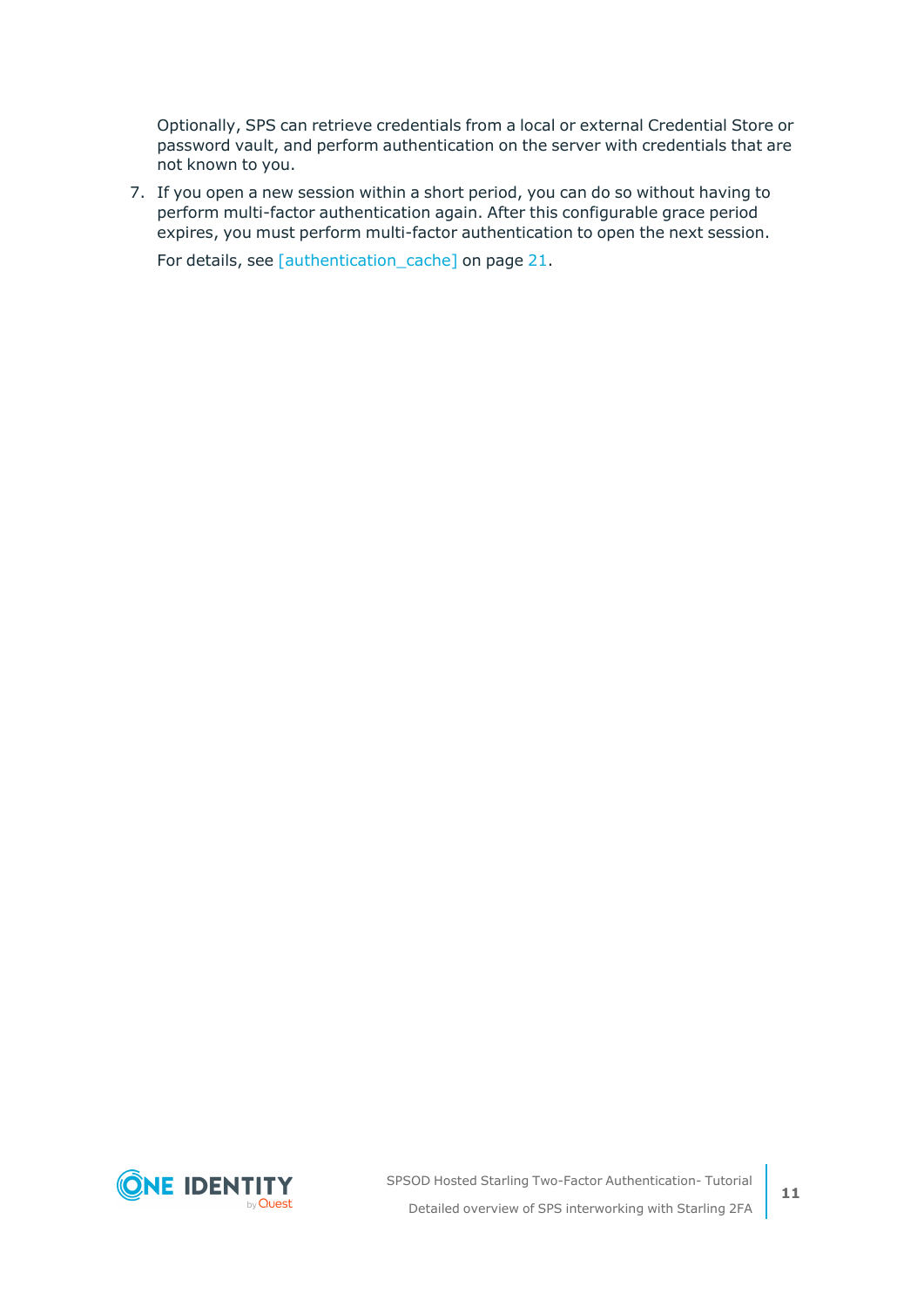Optionally, SPS can retrieve credentials from a local or external Credential Store or password vault, and perform authentication on the server with credentials that are not known to you.

7. If you open a new session within a short period, you can do so without having to perform multi-factor authentication again. After this configurable grace period expires, you must perform multi-factor authentication to open the next session.

   For details, see [authentication_cache] on page 21.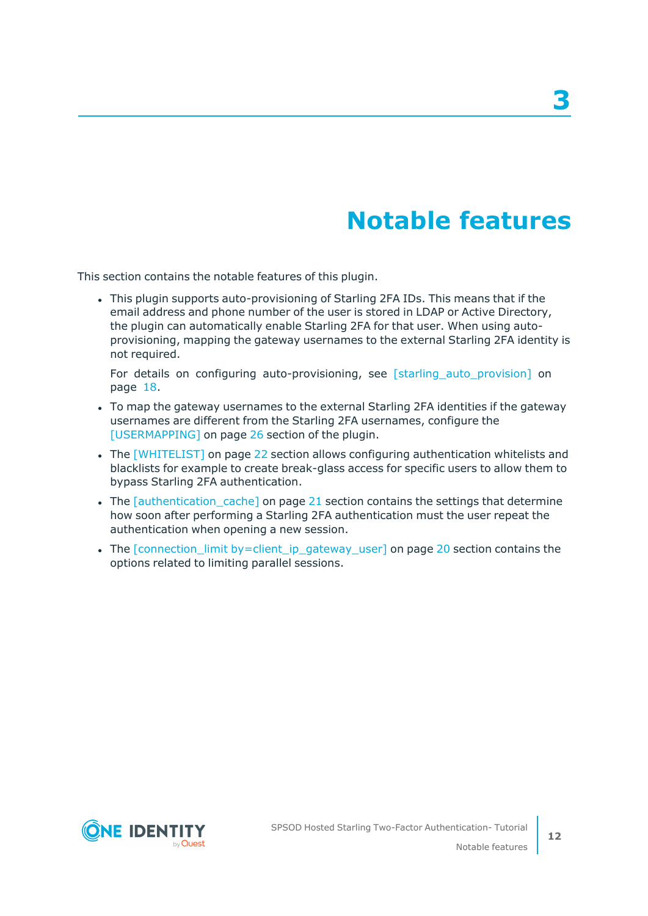# 3 Notable features

This section contains the notable features of this plugin.

- This plugin supports auto-provisioning of Starling 2FA IDs. This means that if the email address and phone number of the user is stored in LDAP or Active Directory, the plugin can automatically enable Starling 2FA for that user. When using auto-provisioning, mapping the gateway usernames to the external Starling 2FA identity is not required.

  For details on configuring auto-provisioning, see [starling_auto_provision] on page 18.

- To map the gateway usernames to the external Starling 2FA identities if the gateway usernames are different from the Starling 2FA usernames, configure the [USERMAPPING] on page 26 section of the plugin.
- The [WHITELIST] on page 22 section allows configuring authentication whitelists and blacklists for example to create break-glass access for specific users to allow them to bypass Starling 2FA authentication.
- The [authentication_cache] on page 21 section contains the settings that determine how soon after performing a Starling 2FA authentication must the user repeat the authentication when opening a new session.
- The [connection_limit by=client_ip_gateway_user] on page 20 section contains the options related to limiting parallel sessions.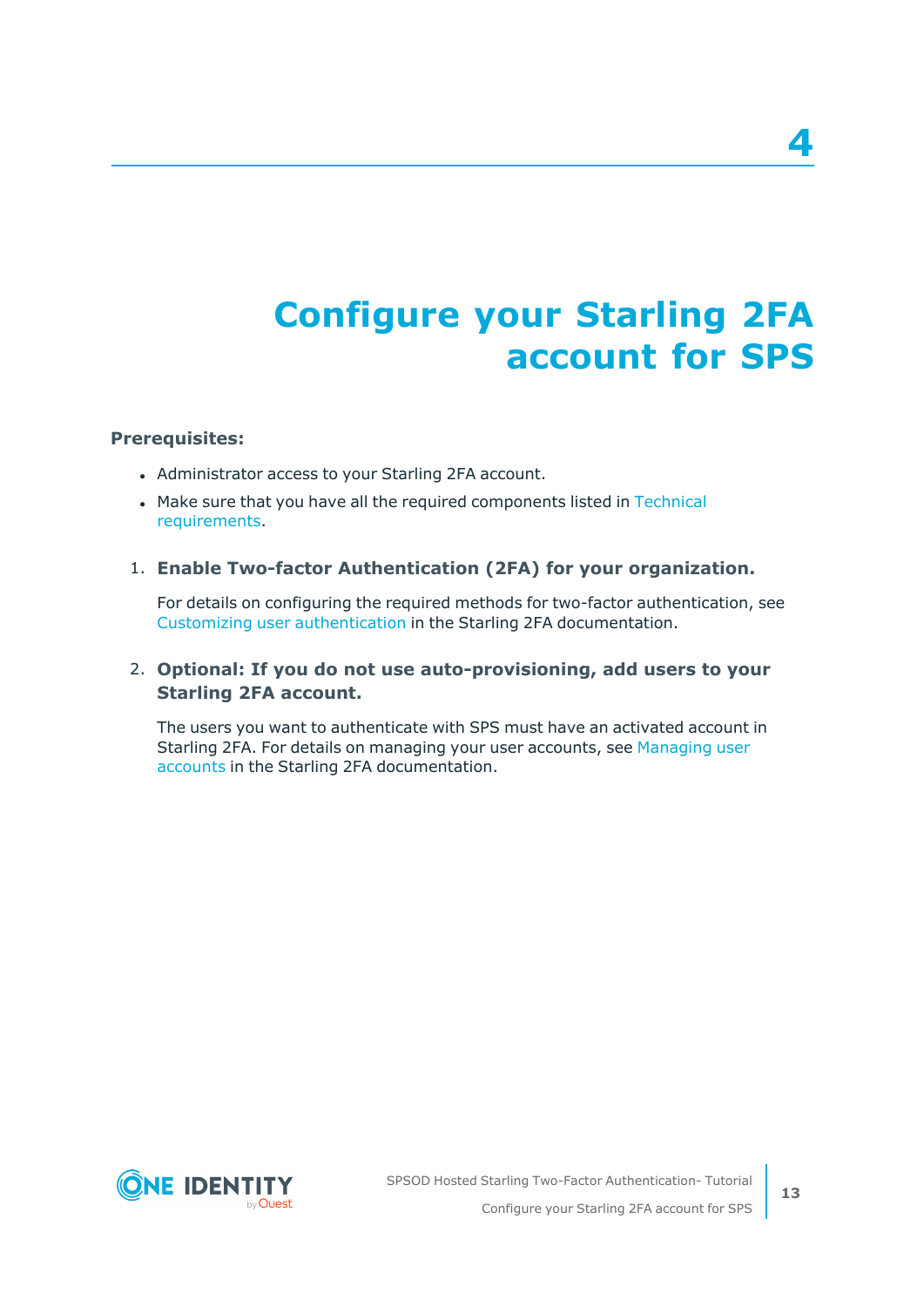# 4 Configure your Starling 2FA account for SPS

**Prerequisites:**

- Administrator access to your Starling 2FA account.
- Make sure that you have all the required components listed in Technical requirements.

1. **Enable Two-factor Authentication (2FA) for your organization.**

   For details on configuring the required methods for two-factor authentication, see Customizing user authentication in the Starling 2FA documentation.

2. **Optional: If you do not use auto-provisioning, add users to your Starling 2FA account.**

   The users you want to authenticate with SPS must have an activated account in Starling 2FA. For details on managing your user accounts, see Managing user accounts in the Starling 2FA documentation.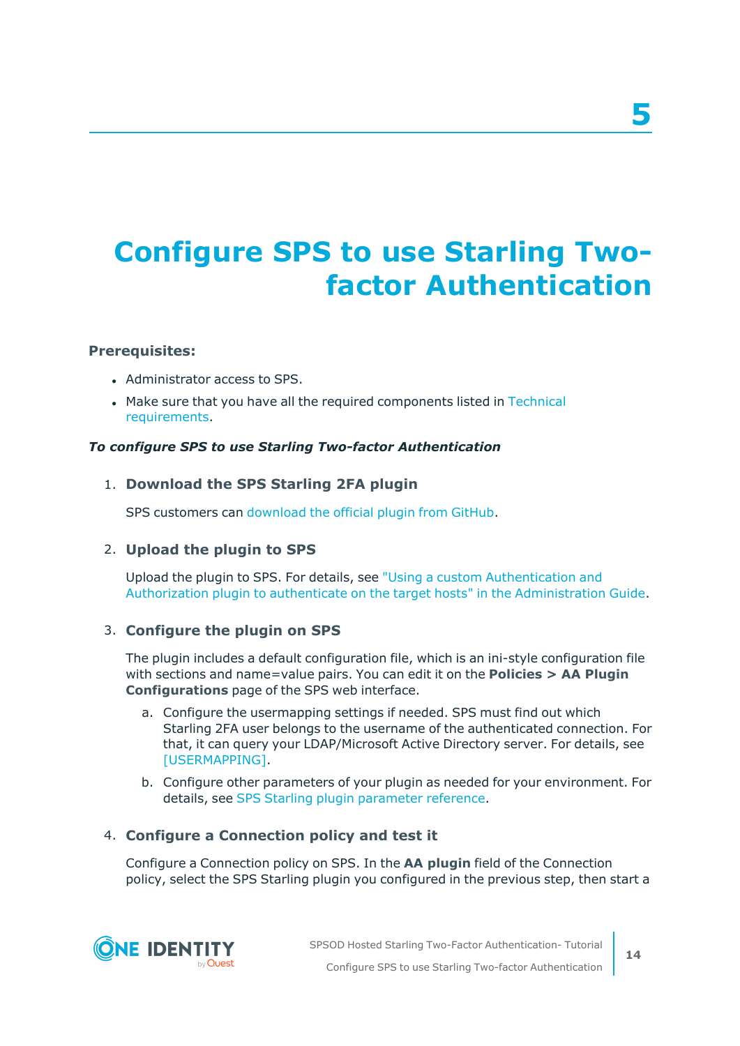# 5

# Configure SPS to use Starling Two-factor Authentication

**Prerequisites:**

- Administrator access to SPS.
- Make sure that you have all the required components listed in Technical requirements.

***To configure SPS to use Starling Two-factor Authentication***

1. **Download the SPS Starling 2FA plugin**

   SPS customers can download the official plugin from GitHub.

2. **Upload the plugin to SPS**

   Upload the plugin to SPS. For details, see "Using a custom Authentication and Authorization plugin to authenticate on the target hosts" in the Administration Guide.

3. **Configure the plugin on SPS**

   The plugin includes a default configuration file, which is an ini-style configuration file with sections and name=value pairs. You can edit it on the **Policies > AA Plugin Configurations** page of the SPS web interface.

   a. Configure the usermapping settings if needed. SPS must find out which Starling 2FA user belongs to the username of the authenticated connection. For that, it can query your LDAP/Microsoft Active Directory server. For details, see [USERMAPPING].

   b. Configure other parameters of your plugin as needed for your environment. For details, see SPS Starling plugin parameter reference.

4. **Configure a Connection policy and test it**

   Configure a Connection policy on SPS. In the **AA plugin** field of the Connection policy, select the SPS Starling plugin you configured in the previous step, then start a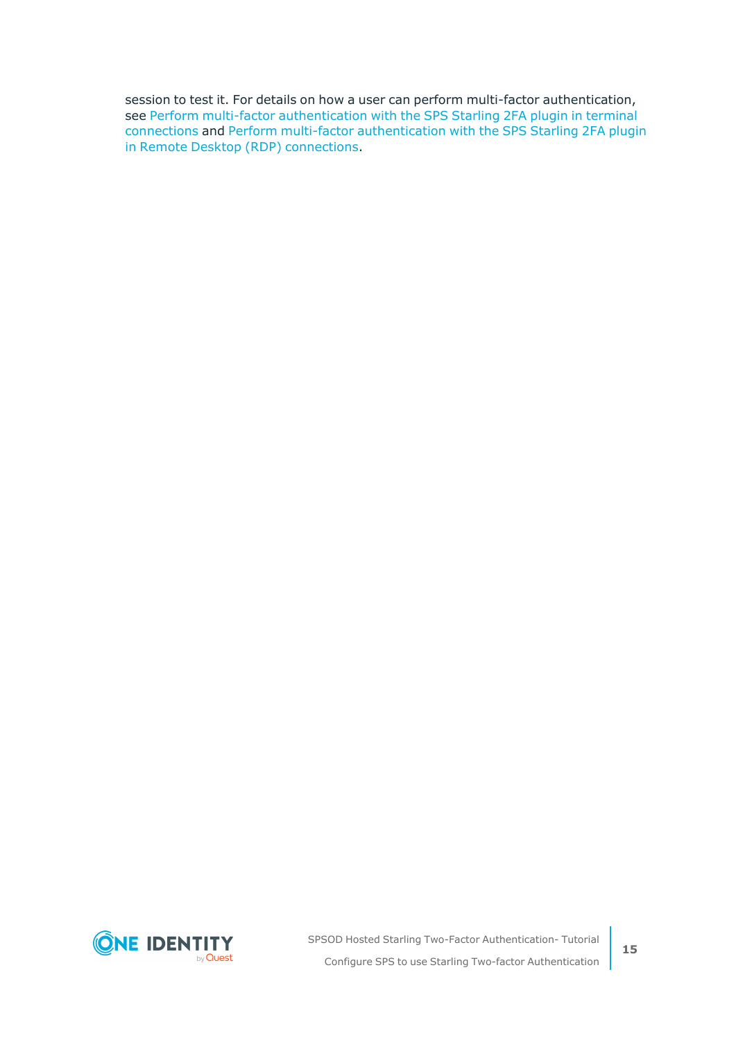session to test it. For details on how a user can perform multi-factor authentication, see Perform multi-factor authentication with the SPS Starling 2FA plugin in terminal connections and Perform multi-factor authentication with the SPS Starling 2FA plugin in Remote Desktop (RDP) connections.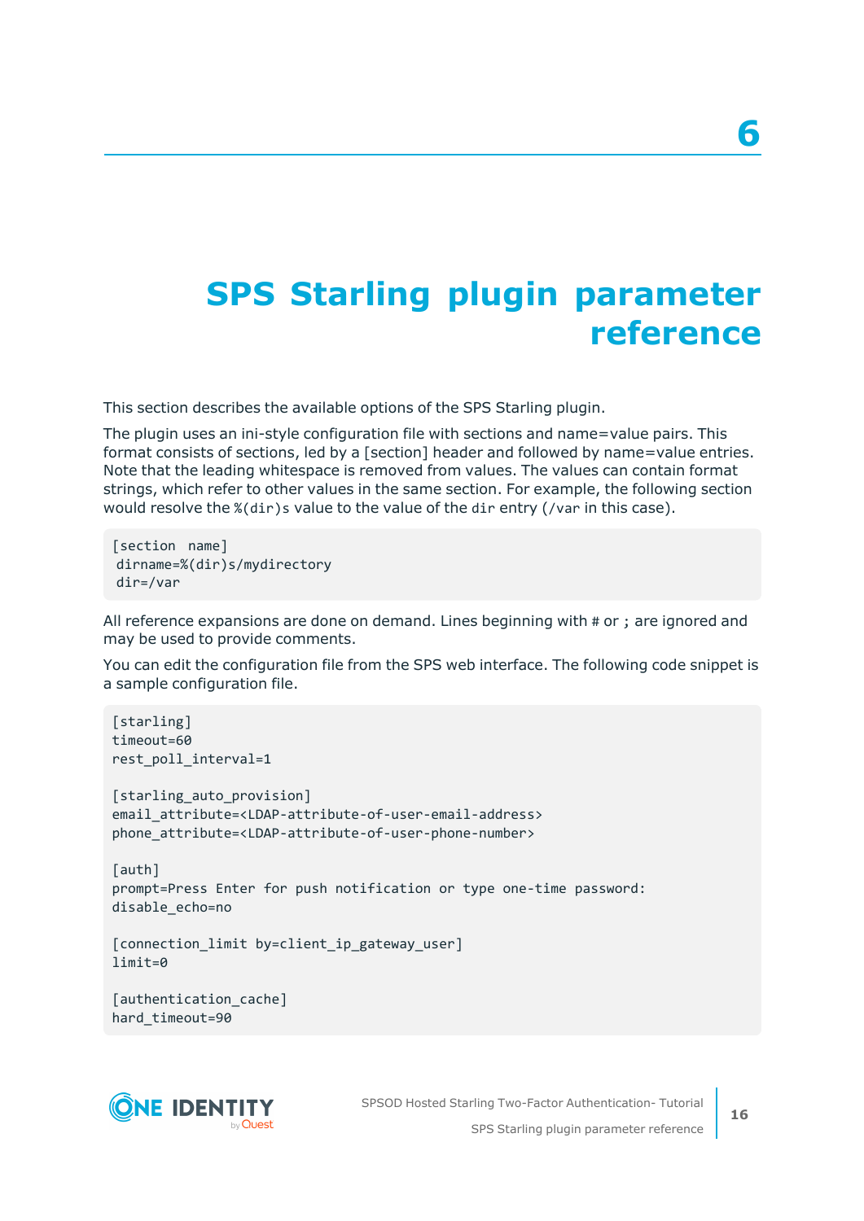# 6 SPS Starling plugin parameter reference

This section describes the available options of the SPS Starling plugin.

The plugin uses an ini-style configuration file with sections and name=value pairs. This format consists of sections, led by a [section] header and followed by name=value entries. Note that the leading whitespace is removed from values. The values can contain format strings, which refer to other values in the same section. For example, the following section would resolve the `%(dir)s` value to the value of the `dir` entry (`/var` in this case).

```
[section name]
 dirname=%(dir)s/mydirectory
 dir=/var
```

All reference expansions are done on demand. Lines beginning with `#` or `;` are ignored and may be used to provide comments.

You can edit the configuration file from the SPS web interface. The following code snippet is a sample configuration file.

```
[starling]
timeout=60
rest_poll_interval=1

[starling_auto_provision]
email_attribute=<LDAP-attribute-of-user-email-address>
phone_attribute=<LDAP-attribute-of-user-phone-number>

[auth]
prompt=Press Enter for push notification or type one-time password:
disable_echo=no

[connection_limit by=client_ip_gateway_user]
limit=0

[authentication_cache]
hard_timeout=90
```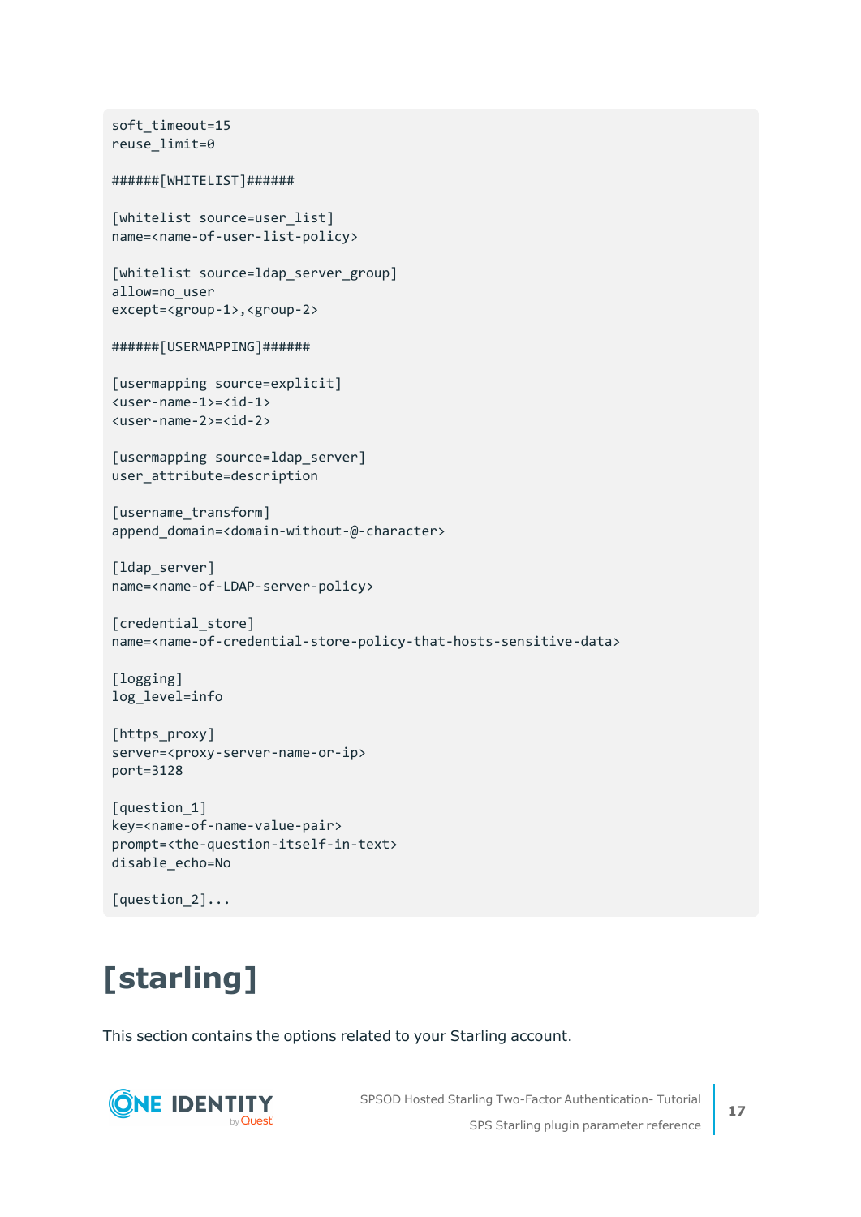```
soft_timeout=15
reuse_limit=0

######[WHITELIST]######

[whitelist source=user_list]
name=<name-of-user-list-policy>

[whitelist source=ldap_server_group]
allow=no_user
except=<group-1>,<group-2>

######[USERMAPPING]######

[usermapping source=explicit]
<user-name-1>=<id-1>
<user-name-2>=<id-2>

[usermapping source=ldap_server]
user_attribute=description

[username_transform]
append_domain=<domain-without-@-character>

[ldap_server]
name=<name-of-LDAP-server-policy>

[credential_store]
name=<name-of-credential-store-policy-that-hosts-sensitive-data>

[logging]
log_level=info

[https_proxy]
server=<proxy-server-name-or-ip>
port=3128

[question_1]
key=<name-of-name-value-pair>
prompt=<the-question-itself-in-text>
disable_echo=No

[question_2]...
```

# [starling]

This section contains the options related to your Starling account.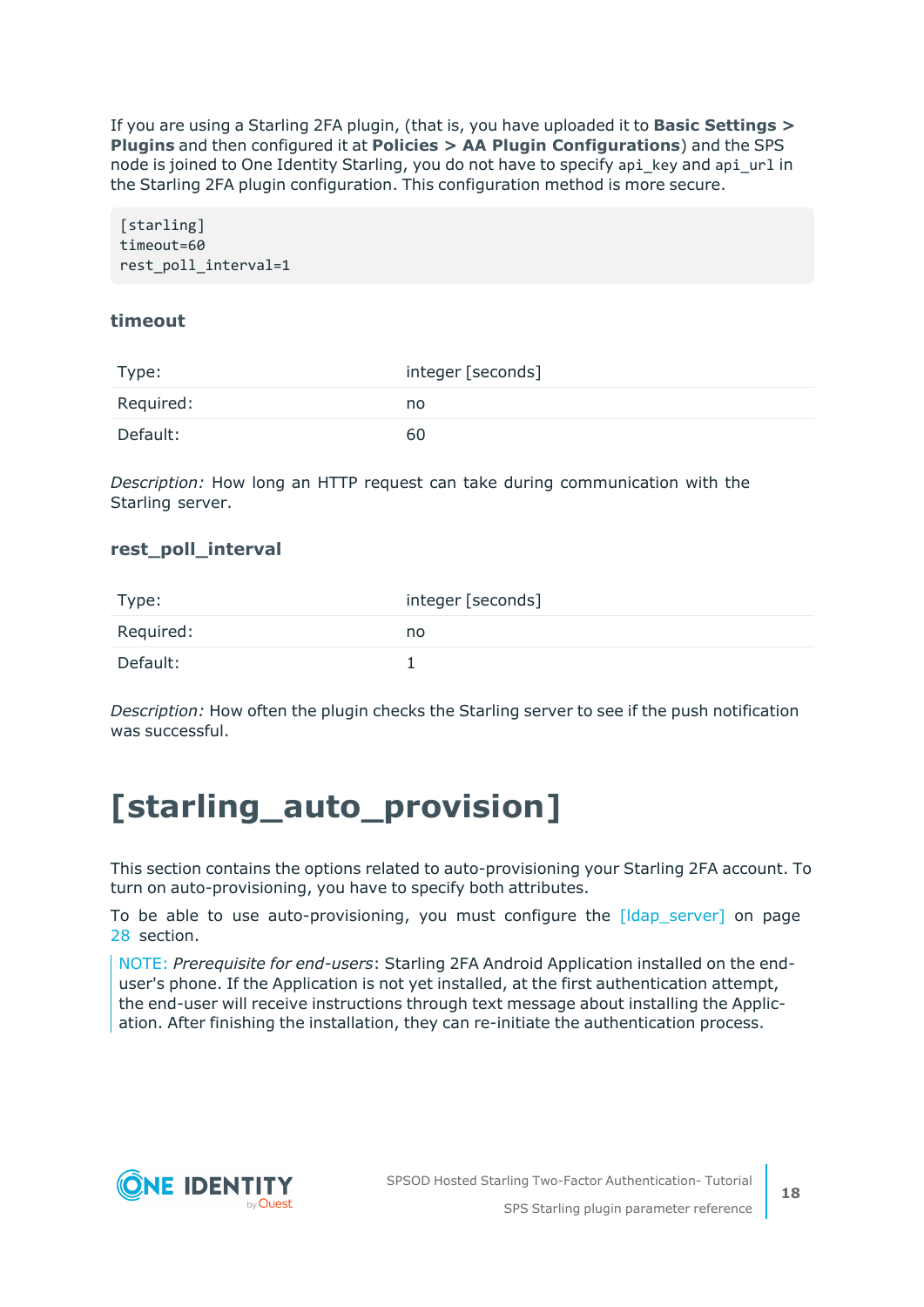If you are using a Starling 2FA plugin, (that is, you have uploaded it to **Basic Settings > Plugins** and then configured it at **Policies > AA Plugin Configurations**) and the SPS node is joined to One Identity Starling, you do not have to specify `api_key` and `api_url` in the Starling 2FA plugin configuration. This configuration method is more secure.

```
[starling]
timeout=60
rest_poll_interval=1
```

### timeout

| | |
|---|---|
| Type: | integer [seconds] |
| Required: | no |
| Default: | 60 |

*Description:* How long an HTTP request can take during communication with the Starling server.

### rest_poll_interval

| | |
|---|---|
| Type: | integer [seconds] |
| Required: | no |
| Default: | 1 |

*Description:* How often the plugin checks the Starling server to see if the push notification was successful.

# [starling_auto_provision]

This section contains the options related to auto-provisioning your Starling 2FA account. To turn on auto-provisioning, you have to specify both attributes.

To be able to use auto-provisioning, you must configure the [ldap_server] on page 28 section.

NOTE: *Prerequisite for end-users*: Starling 2FA Android Application installed on the end-user's phone. If the Application is not yet installed, at the first authentication attempt, the end-user will receive instructions through text message about installing the Application. After finishing the installation, they can re-initiate the authentication process.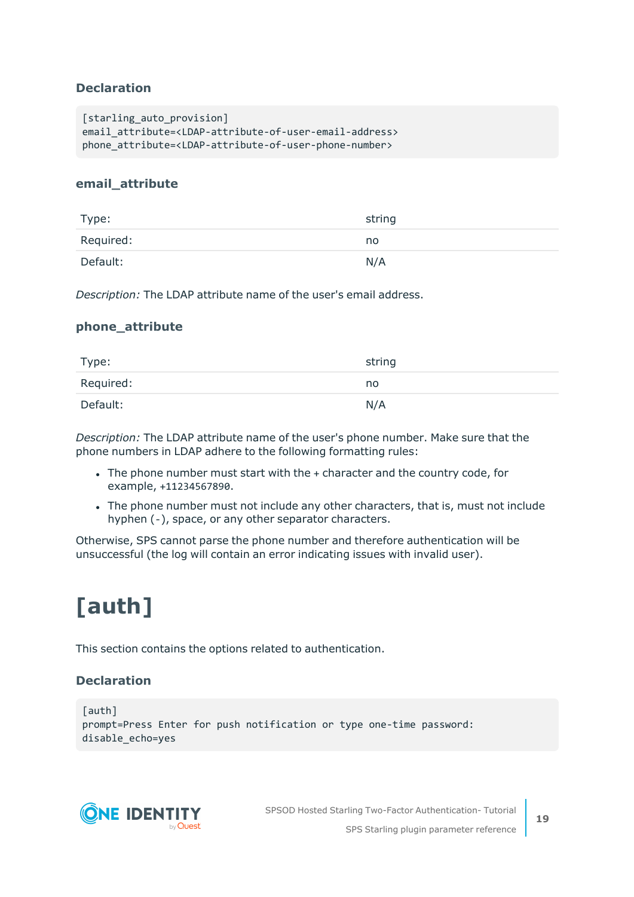### Declaration

```
[starling_auto_provision]
email_attribute=<LDAP-attribute-of-user-email-address>
phone_attribute=<LDAP-attribute-of-user-phone-number>
```

### email_attribute

| Type: | string |
|---|---|
| Required: | no |
| Default: | N/A |

*Description:* The LDAP attribute name of the user's email address.

### phone_attribute

| Type: | string |
|---|---|
| Required: | no |
| Default: | N/A |

*Description:* The LDAP attribute name of the user's phone number. Make sure that the phone numbers in LDAP adhere to the following formatting rules:

- The phone number must start with the + character and the country code, for example, `+11234567890`.
- The phone number must not include any other characters, that is, must not include hyphen (`-`), space, or any other separator characters.

Otherwise, SPS cannot parse the phone number and therefore authentication will be unsuccessful (the log will contain an error indicating issues with invalid user).

# [auth]

This section contains the options related to authentication.

### Declaration

```
[auth]
prompt=Press Enter for push notification or type one-time password:
disable_echo=yes
```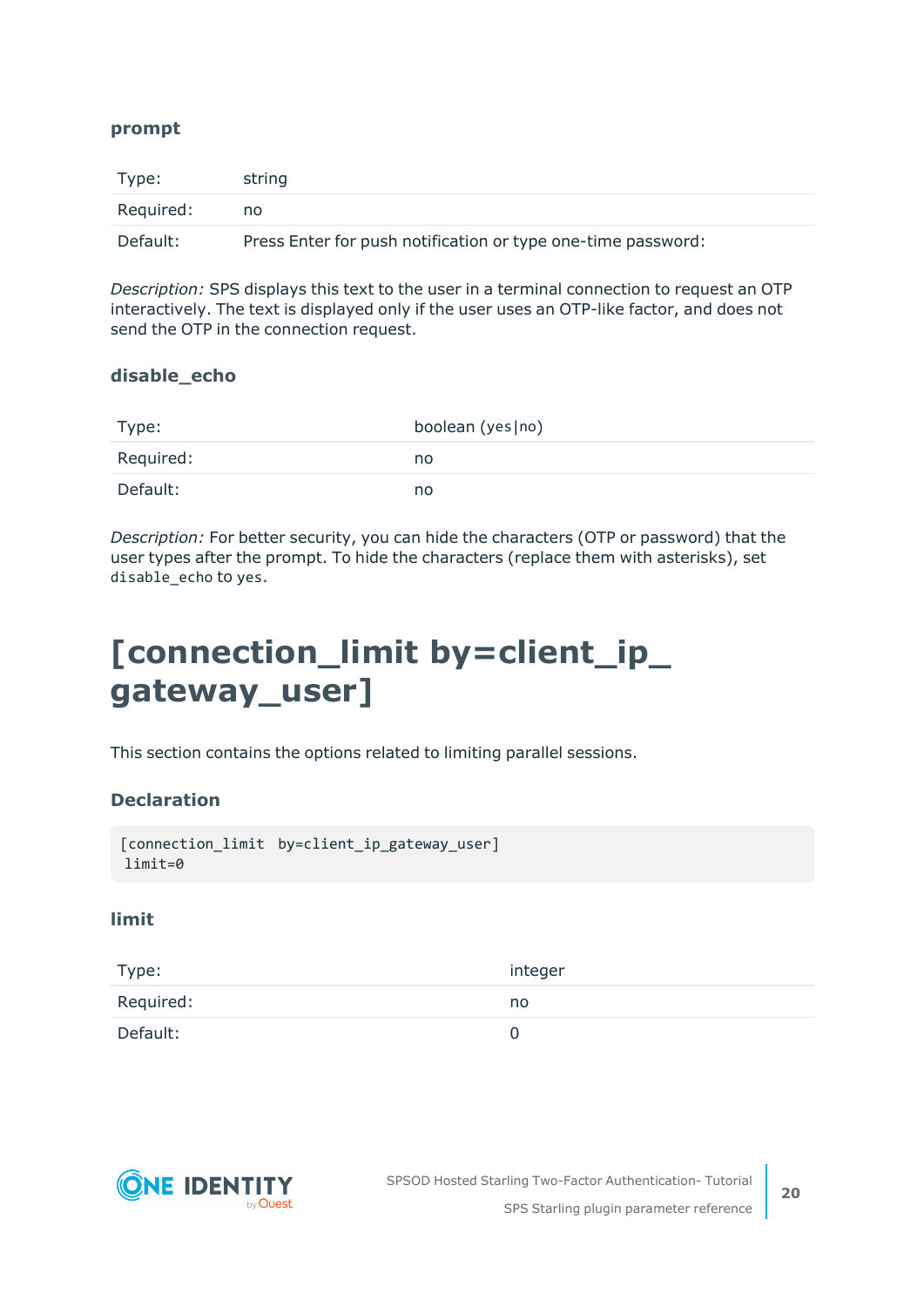### prompt

| | |
|---|---|
| Type: | string |
| Required: | no |
| Default: | Press Enter for push notification or type one-time password: |

*Description:* SPS displays this text to the user in a terminal connection to request an OTP interactively. The text is displayed only if the user uses an OTP-like factor, and does not send the OTP in the connection request.

### disable_echo

| | |
|---|---|
| Type: | boolean (`yes`\|`no`) |
| Required: | no |
| Default: | no |

*Description:* For better security, you can hide the characters (OTP or password) that the user types after the prompt. To hide the characters (replace them with asterisks), set `disable_echo` to `yes`.

# [connection_limit by=client_ip_gateway_user]

This section contains the options related to limiting parallel sessions.

### Declaration

```
[connection_limit  by=client_ip_gateway_user]
 limit=0
```

### limit

| | |
|---|---|
| Type: | integer |
| Required: | no |
| Default: | 0 |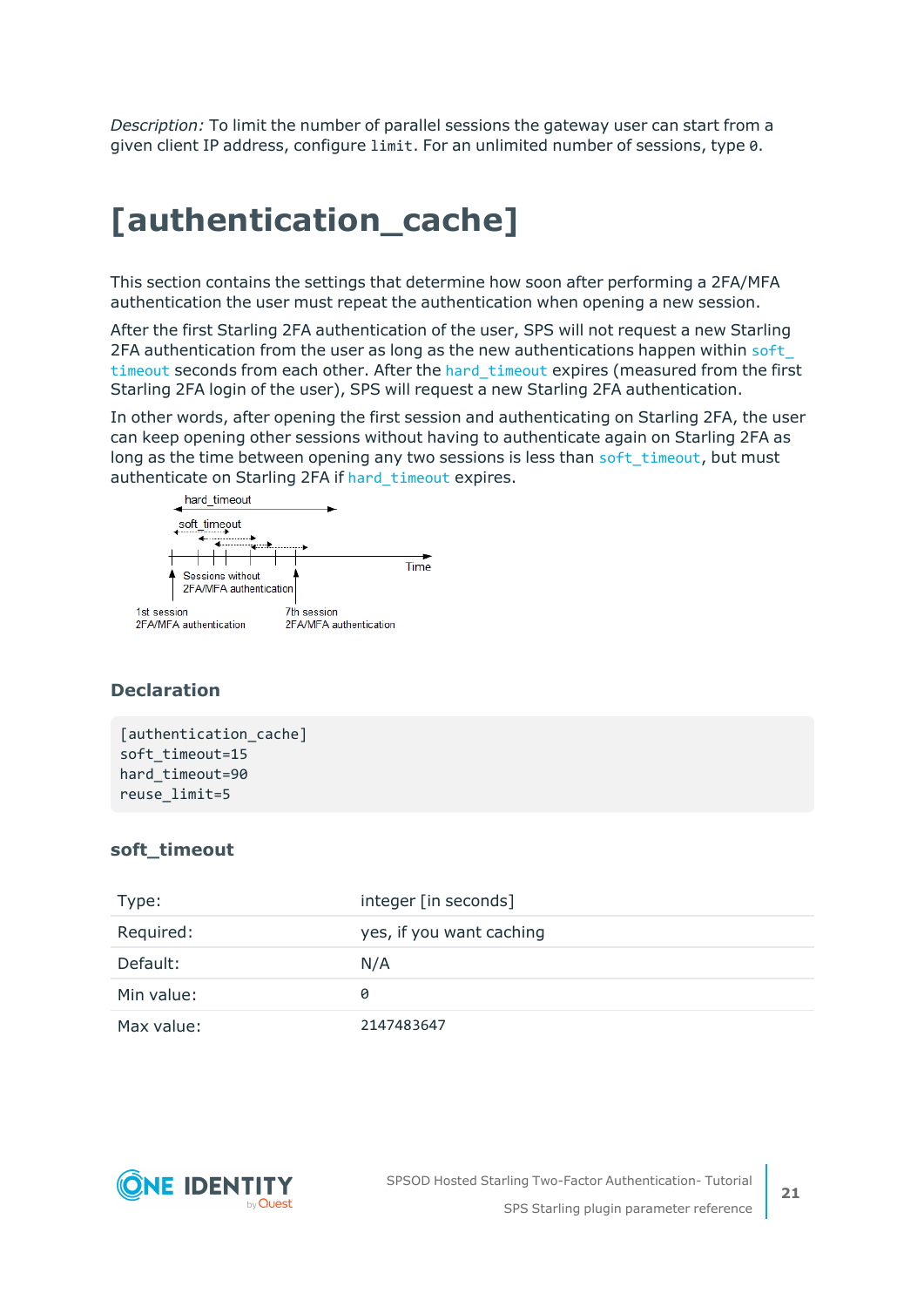*Description:* To limit the number of parallel sessions the gateway user can start from a given client IP address, configure `limit`. For an unlimited number of sessions, type `0`.

# [authentication_cache]

This section contains the settings that determine how soon after performing a 2FA/MFA authentication the user must repeat the authentication when opening a new session.

After the first Starling 2FA authentication of the user, SPS will not request a new Starling 2FA authentication from the user as long as the new authentications happen within `soft_timeout` seconds from each other. After the `hard_timeout` expires (measured from the first Starling 2FA login of the user), SPS will request a new Starling 2FA authentication.

In other words, after opening the first session and authenticating on Starling 2FA, the user can keep opening other sessions without having to authenticate again on Starling 2FA as long as the time between opening any two sessions is less than `soft_timeout`, but must authenticate on Starling 2FA if `hard_timeout` expires.

hard_timeout

soft_timeout

Time

Sessions without 2FA/MFA authentication

1st session 2FA/MFA authentication

7th session 2FA/MFA authentication

### Declaration

```
[authentication_cache]
soft_timeout=15
hard_timeout=90
reuse_limit=5
```

### soft_timeout

| | |
|---|---|
| Type: | integer [in seconds] |
| Required: | yes, if you want caching |
| Default: | N/A |
| Min value: | `0` |
| Max value: | `2147483647` |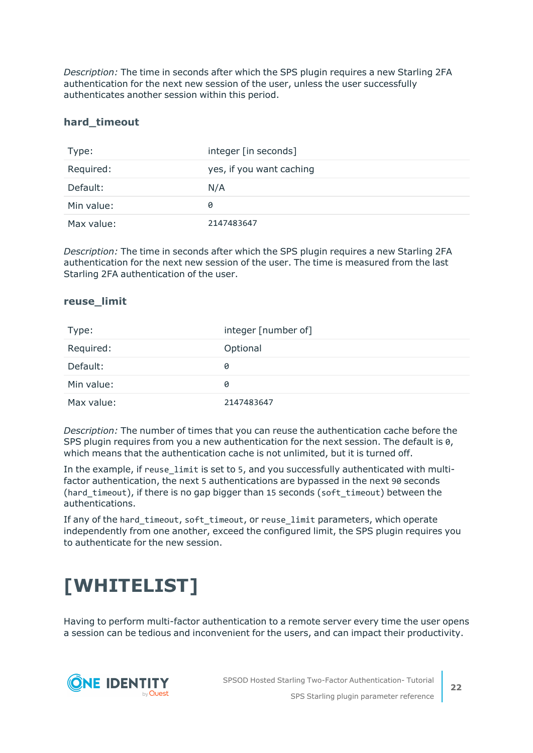*Description:* The time in seconds after which the SPS plugin requires a new Starling 2FA authentication for the next new session of the user, unless the user successfully authenticates another session within this period.

### hard_timeout

| | |
|---|---|
| Type: | integer [in seconds] |
| Required: | yes, if you want caching |
| Default: | N/A |
| Min value: | `0` |
| Max value: | `2147483647` |

*Description:* The time in seconds after which the SPS plugin requires a new Starling 2FA authentication for the next new session of the user. The time is measured from the last Starling 2FA authentication of the user.

### reuse_limit

| | |
|---|---|
| Type: | integer [number of] |
| Required: | Optional |
| Default: | `0` |
| Min value: | `0` |
| Max value: | `2147483647` |

*Description:* The number of times that you can reuse the authentication cache before the SPS plugin requires from you a new authentication for the next session. The default is `0`, which means that the authentication cache is not unlimited, but it is turned off.

In the example, if `reuse_limit` is set to `5`, and you successfully authenticated with multi-factor authentication, the next `5` authentications are bypassed in the next `90` seconds (`hard_timeout`), if there is no gap bigger than `15` seconds (`soft_timeout`) between the authentications.

If any of the `hard_timeout`, `soft_timeout`, or `reuse_limit` parameters, which operate independently from one another, exceed the configured limit, the SPS plugin requires you to authenticate for the new session.

# [WHITELIST]

Having to perform multi-factor authentication to a remote server every time the user opens a session can be tedious and inconvenient for the users, and can impact their productivity.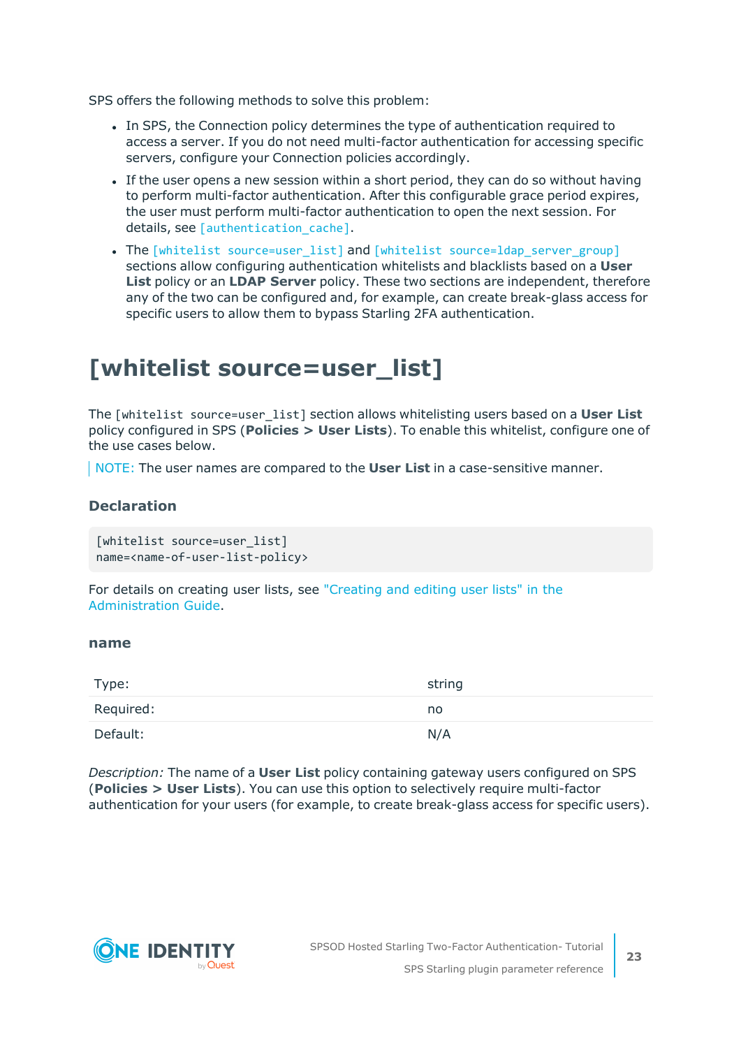SPS offers the following methods to solve this problem:

- In SPS, the Connection policy determines the type of authentication required to access a server. If you do not need multi-factor authentication for accessing specific servers, configure your Connection policies accordingly.
- If the user opens a new session within a short period, they can do so without having to perform multi-factor authentication. After this configurable grace period expires, the user must perform multi-factor authentication to open the next session. For details, see `[authentication_cache]`.
- The `[whitelist source=user_list]` and `[whitelist source=ldap_server_group]` sections allow configuring authentication whitelists and blacklists based on a **User List** policy or an **LDAP Server** policy. These two sections are independent, therefore any of the two can be configured and, for example, can create break-glass access for specific users to allow them to bypass Starling 2FA authentication.

# [whitelist source=user_list]

The `[whitelist source=user_list]` section allows whitelisting users based on a **User List** policy configured in SPS (**Policies > User Lists**). To enable this whitelist, configure one of the use cases below.

NOTE: The user names are compared to the **User List** in a case-sensitive manner.

### Declaration

```
[whitelist source=user_list]
name=<name-of-user-list-policy>
```

For details on creating user lists, see "Creating and editing user lists" in the Administration Guide.

#### name

| | |
|---|---|
| Type: | string |
| Required: | no |
| Default: | N/A |

*Description:* The name of a **User List** policy containing gateway users configured on SPS (**Policies > User Lists**). You can use this option to selectively require multi-factor authentication for your users (for example, to create break-glass access for specific users).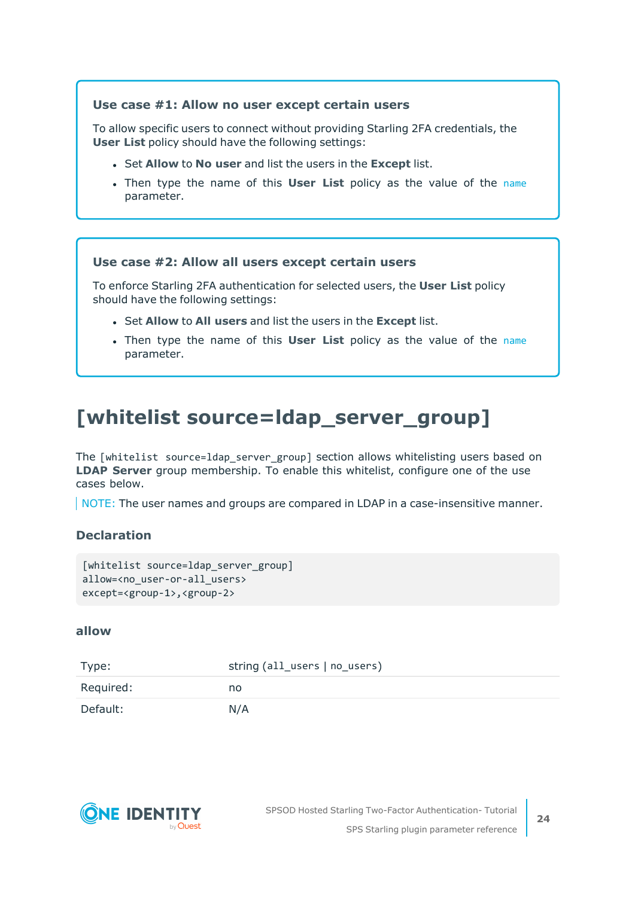### Use case #1: Allow no user except certain users

To allow specific users to connect without providing Starling 2FA credentials, the **User List** policy should have the following settings:

- Set **Allow** to **No user** and list the users in the **Except** list.
- Then type the name of this **User List** policy as the value of the `name` parameter.

### Use case #2: Allow all users except certain users

To enforce Starling 2FA authentication for selected users, the **User List** policy should have the following settings:

- Set **Allow** to **All users** and list the users in the **Except** list.
- Then type the name of this **User List** policy as the value of the `name` parameter.

# [whitelist source=ldap_server_group]

The `[whitelist source=ldap_server_group]` section allows whitelisting users based on **LDAP Server** group membership. To enable this whitelist, configure one of the use cases below.

NOTE: The user names and groups are compared in LDAP in a case-insensitive manner.

### Declaration

```
[whitelist source=ldap_server_group]
allow=<no_user-or-all_users>
except=<group-1>,<group-2>
```

### allow

| | |
|---|---|
| Type: | string (`all_users` \| `no_users`) |
| Required: | no |
| Default: | N/A |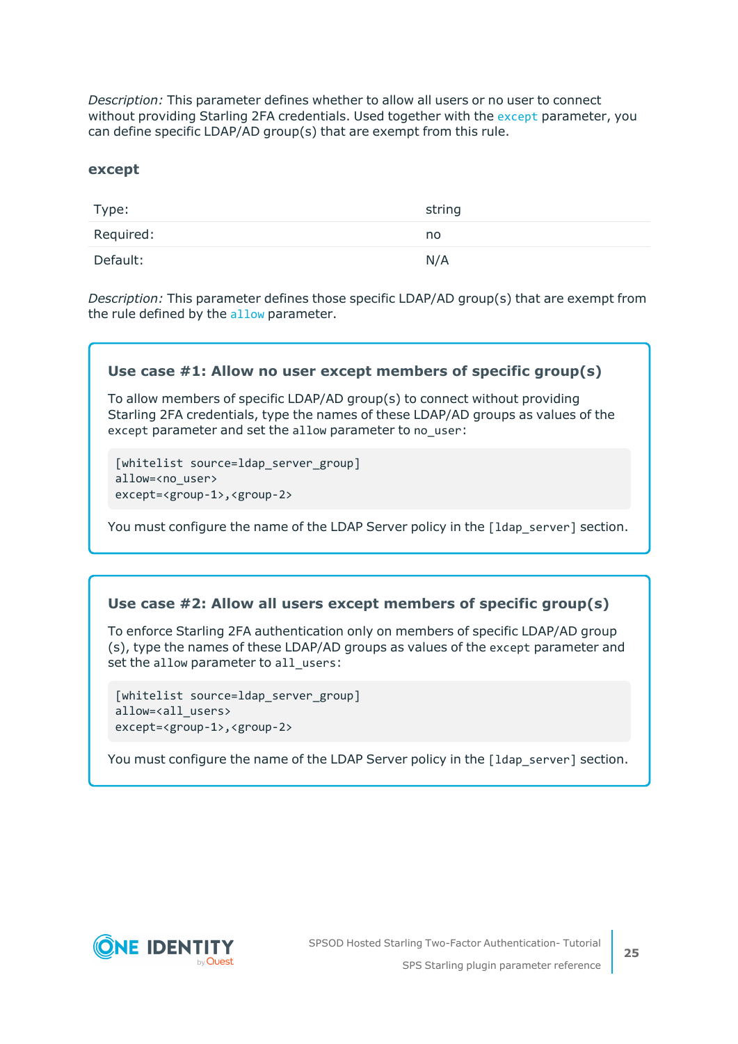*Description:* This parameter defines whether to allow all users or no user to connect without providing Starling 2FA credentials. Used together with the `except` parameter, you can define specific LDAP/AD group(s) that are exempt from this rule.

#### except

| Type: | string |
|---|---|
| Required: | no |
| Default: | N/A |

*Description:* This parameter defines those specific LDAP/AD group(s) that are exempt from the rule defined by the `allow` parameter.

**Use case #1: Allow no user except members of specific group(s)**

To allow members of specific LDAP/AD group(s) to connect without providing Starling 2FA credentials, type the names of these LDAP/AD groups as values of the `except` parameter and set the `allow` parameter to `no_user`:

```
[whitelist source=ldap_server_group]
allow=<no_user>
except=<group-1>,<group-2>
```

You must configure the name of the LDAP Server policy in the `[ldap_server]` section.

**Use case #2: Allow all users except members of specific group(s)**

To enforce Starling 2FA authentication only on members of specific LDAP/AD group (s), type the names of these LDAP/AD groups as values of the `except` parameter and set the `allow` parameter to `all_users`:

```
[whitelist source=ldap_server_group]
allow=<all_users>
except=<group-1>,<group-2>
```

You must configure the name of the LDAP Server policy in the `[ldap_server]` section.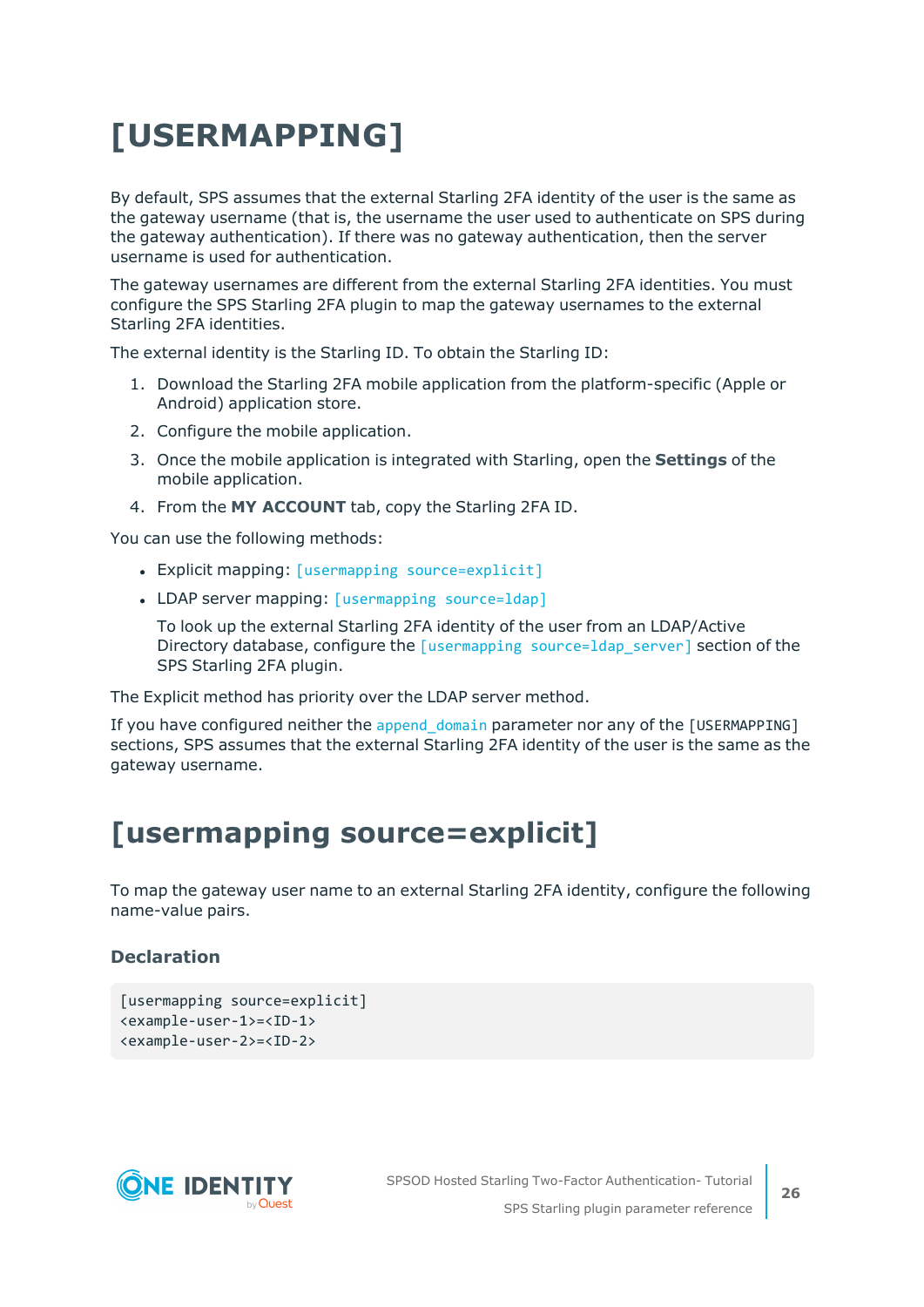# [USERMAPPING]

By default, SPS assumes that the external Starling 2FA identity of the user is the same as the gateway username (that is, the username the user used to authenticate on SPS during the gateway authentication). If there was no gateway authentication, then the server username is used for authentication.

The gateway usernames are different from the external Starling 2FA identities. You must configure the SPS Starling 2FA plugin to map the gateway usernames to the external Starling 2FA identities.

The external identity is the Starling ID. To obtain the Starling ID:

1. Download the Starling 2FA mobile application from the platform-specific (Apple or Android) application store.
2. Configure the mobile application.
3. Once the mobile application is integrated with Starling, open the **Settings** of the mobile application.
4. From the **MY ACCOUNT** tab, copy the Starling 2FA ID.

You can use the following methods:

- Explicit mapping: `[usermapping source=explicit]`
- LDAP server mapping: `[usermapping source=ldap]`

  To look up the external Starling 2FA identity of the user from an LDAP/Active Directory database, configure the `[usermapping source=ldap_server]` section of the SPS Starling 2FA plugin.

The Explicit method has priority over the LDAP server method.

If you have configured neither the `append_domain` parameter nor any of the `[USERMAPPING]` sections, SPS assumes that the external Starling 2FA identity of the user is the same as the gateway username.

# [usermapping source=explicit]

To map the gateway user name to an external Starling 2FA identity, configure the following name-value pairs.

### Declaration

```
[usermapping source=explicit]
<example-user-1>=<ID-1>
<example-user-2>=<ID-2>
```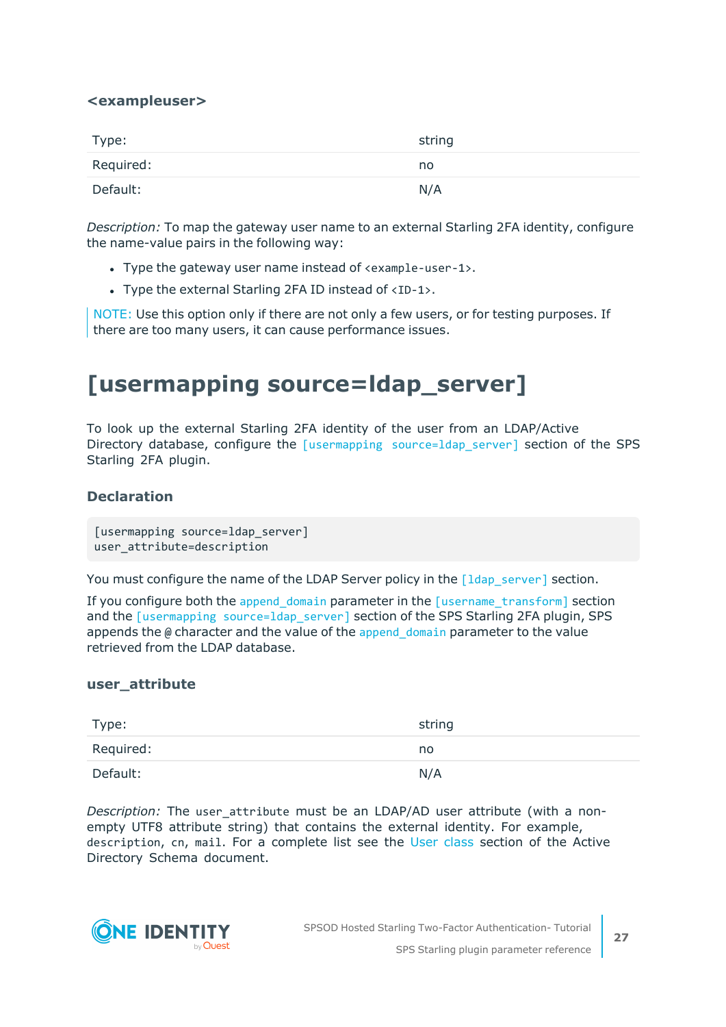### <exampleuser>

| Type: | string |
| --- | --- |
| Required: | no |
| Default: | N/A |

*Description:* To map the gateway user name to an external Starling 2FA identity, configure the name-value pairs in the following way:

- Type the gateway user name instead of `<example-user-1>`.
- Type the external Starling 2FA ID instead of `<ID-1>`.

> NOTE: Use this option only if there are not only a few users, or for testing purposes. If there are too many users, it can cause performance issues.

# [usermapping source=ldap_server]

To look up the external Starling 2FA identity of the user from an LDAP/Active Directory database, configure the `[usermapping source=ldap_server]` section of the SPS Starling 2FA plugin.

### Declaration

```
[usermapping source=ldap_server]
user_attribute=description
```

You must configure the name of the LDAP Server policy in the `[ldap_server]` section.

If you configure both the `append_domain` parameter in the `[username_transform]` section and the `[usermapping source=ldap_server]` section of the SPS Starling 2FA plugin, SPS appends the `@` character and the value of the `append_domain` parameter to the value retrieved from the LDAP database.

### user_attribute

| Type: | string |
| --- | --- |
| Required: | no |
| Default: | N/A |

*Description:* The `user_attribute` must be an LDAP/AD user attribute (with a non-empty UTF8 attribute string) that contains the external identity. For example, `description`, `cn`, `mail`. For a complete list see the User class section of the Active Directory Schema document.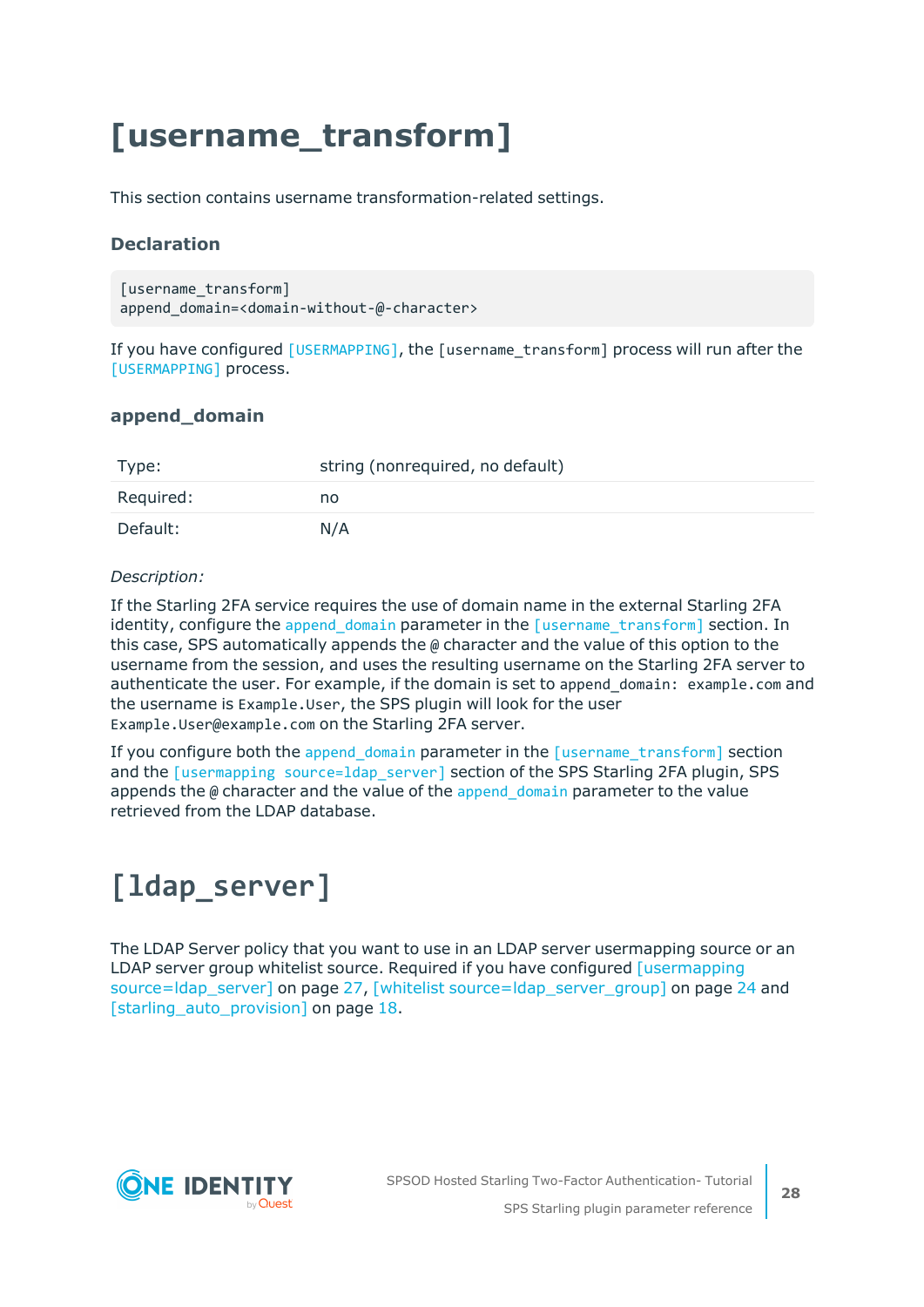# [username_transform]

This section contains username transformation-related settings.

### Declaration

```
[username_transform]
append_domain=<domain-without-@-character>
```

If you have configured `[USERMAPPING]`, the `[username_transform]` process will run after the `[USERMAPPING]` process.

### append_domain

| Type: | string (nonrequired, no default) |
|---|---|
| Required: | no |
| Default: | N/A |

*Description:*

If the Starling 2FA service requires the use of domain name in the external Starling 2FA identity, configure the `append_domain` parameter in the `[username_transform]` section. In this case, SPS automatically appends the `@` character and the value of this option to the username from the session, and uses the resulting username on the Starling 2FA server to authenticate the user. For example, if the domain is set to `append_domain: example.com` and the username is `Example.User`, the SPS plugin will look for the user `Example.User@example.com` on the Starling 2FA server.

If you configure both the `append_domain` parameter in the `[username_transform]` section and the `[usermapping source=ldap_server]` section of the SPS Starling 2FA plugin, SPS appends the `@` character and the value of the `append_domain` parameter to the value retrieved from the LDAP database.

# [ldap_server]

The LDAP Server policy that you want to use in an LDAP server usermapping source or an LDAP server group whitelist source. Required if you have configured [usermapping source=ldap_server] on page 27, [whitelist source=ldap_server_group] on page 24 and [starling_auto_provision] on page 18.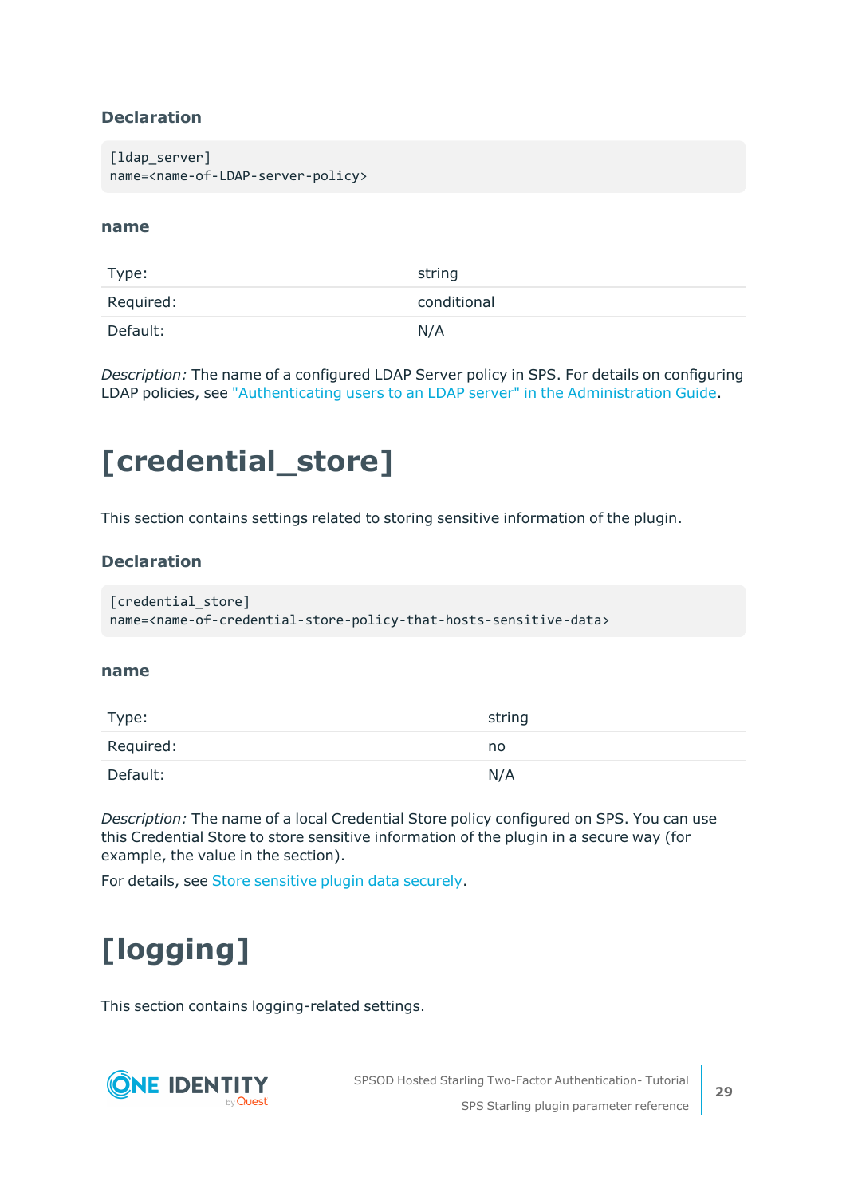### Declaration

```
[ldap_server]
name=<name-of-LDAP-server-policy>
```

#### name

| Type: | string |
| --- | --- |
| Required: | conditional |
| Default: | N/A |

*Description:* The name of a configured LDAP Server policy in SPS. For details on configuring LDAP policies, see "Authenticating users to an LDAP server" in the Administration Guide.

# [credential_store]

This section contains settings related to storing sensitive information of the plugin.

### Declaration

```
[credential_store]
name=<name-of-credential-store-policy-that-hosts-sensitive-data>
```

#### name

| Type: | string |
| --- | --- |
| Required: | no |
| Default: | N/A |

*Description:* The name of a local Credential Store policy configured on SPS. You can use this Credential Store to store sensitive information of the plugin in a secure way (for example, the value in the section).

For details, see Store sensitive plugin data securely.

# [logging]

This section contains logging-related settings.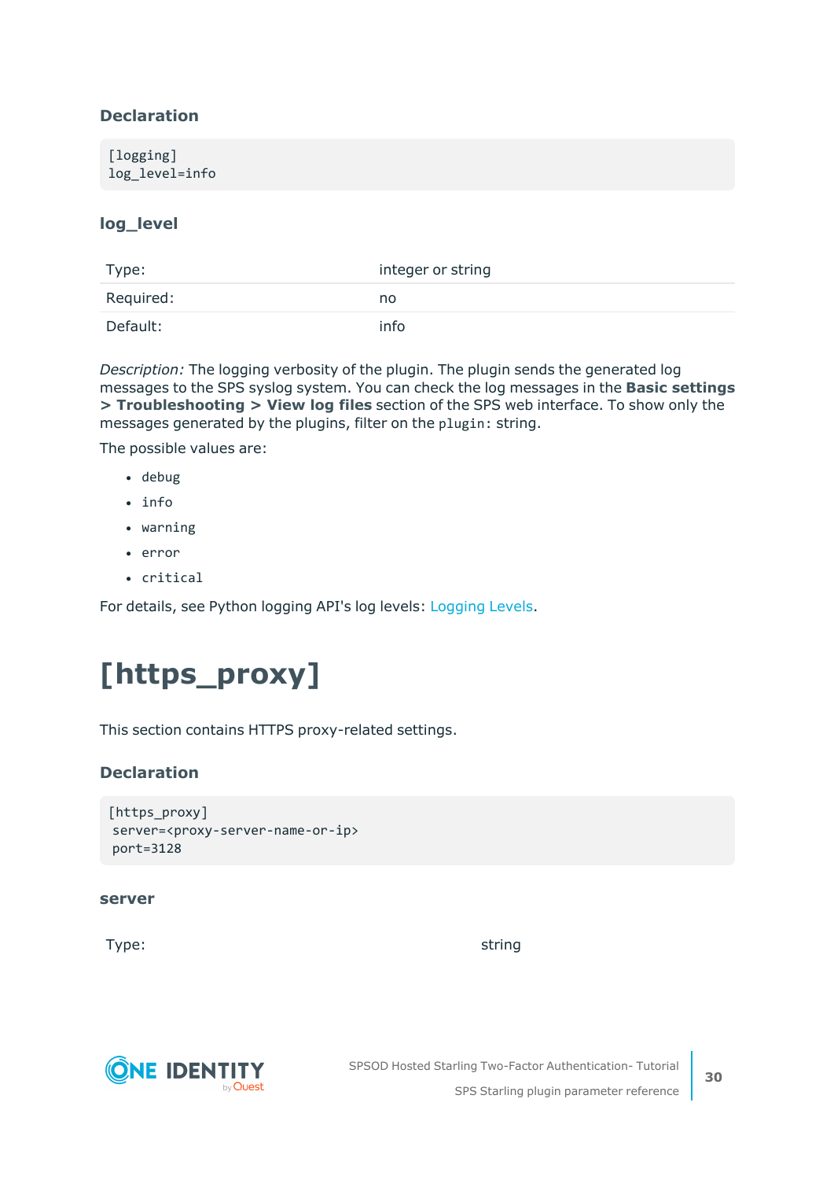### Declaration

```
[logging]
log_level=info
```

### log_level

| Type: | integer or string |
|---|---|
| Required: | no |
| Default: | info |

*Description:* The logging verbosity of the plugin. The plugin sends the generated log messages to the SPS syslog system. You can check the log messages in the **Basic settings > Troubleshooting > View log files** section of the SPS web interface. To show only the messages generated by the plugins, filter on the `plugin:` string.

The possible values are:

- `debug`
- `info`
- `warning`
- `error`
- `critical`

For details, see Python logging API's log levels: Logging Levels.

# [https_proxy]

This section contains HTTPS proxy-related settings.

### Declaration

```
[https_proxy]
 server=<proxy-server-name-or-ip>
 port=3128
```

### server

| Type: | string |
|---|---|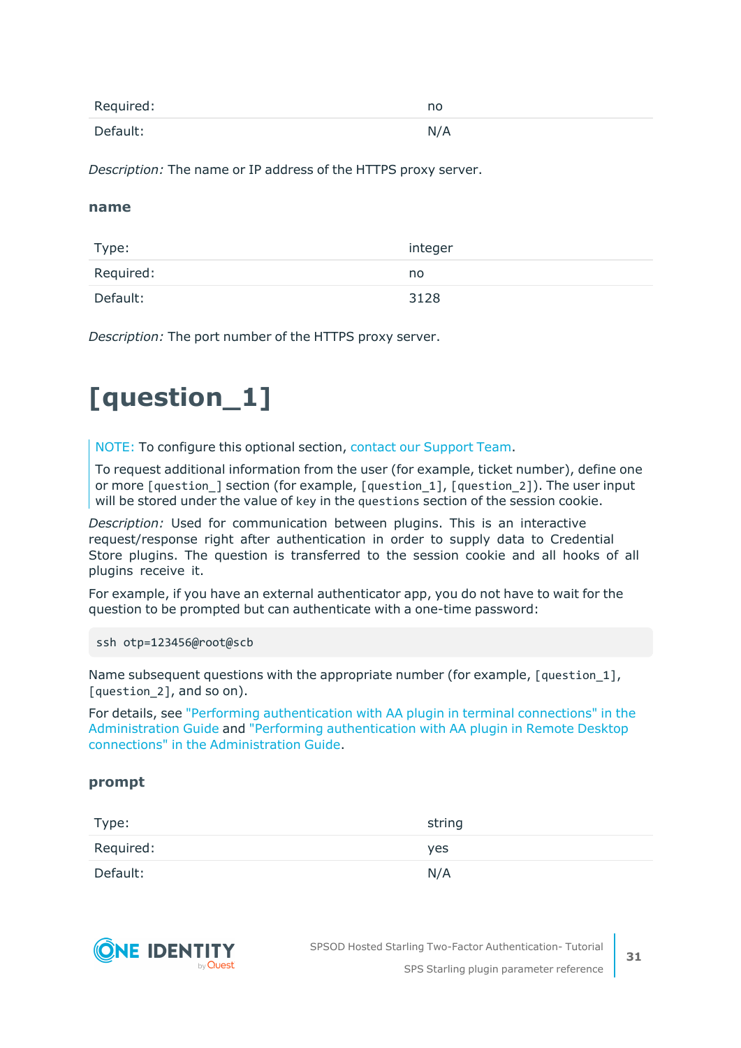| | |
|---|---|
| Required: | no |
| Default: | N/A |

*Description:* The name or IP address of the HTTPS proxy server.

### name

| | |
|---|---|
| Type: | integer |
| Required: | no |
| Default: | 3128 |

*Description:* The port number of the HTTPS proxy server.

# [question_1]

> NOTE: To configure this optional section, contact our Support Team.
>
> To request additional information from the user (for example, ticket number), define one or more `[question_]` section (for example, `[question_1]`, `[question_2]`). The user input will be stored under the value of `key` in the `questions` section of the session cookie.

*Description:* Used for communication between plugins. This is an interactive request/response right after authentication in order to supply data to Credential Store plugins. The question is transferred to the session cookie and all hooks of all plugins receive it.

For example, if you have an external authenticator app, you do not have to wait for the question to be prompted but can authenticate with a one-time password:

```
ssh otp=123456@root@scb
```

Name subsequent questions with the appropriate number (for example, `[question_1]`, `[question_2]`, and so on).

For details, see "Performing authentication with AA plugin in terminal connections" in the Administration Guide and "Performing authentication with AA plugin in Remote Desktop connections" in the Administration Guide.

### prompt

| | |
|---|---|
| Type: | string |
| Required: | yes |
| Default: | N/A |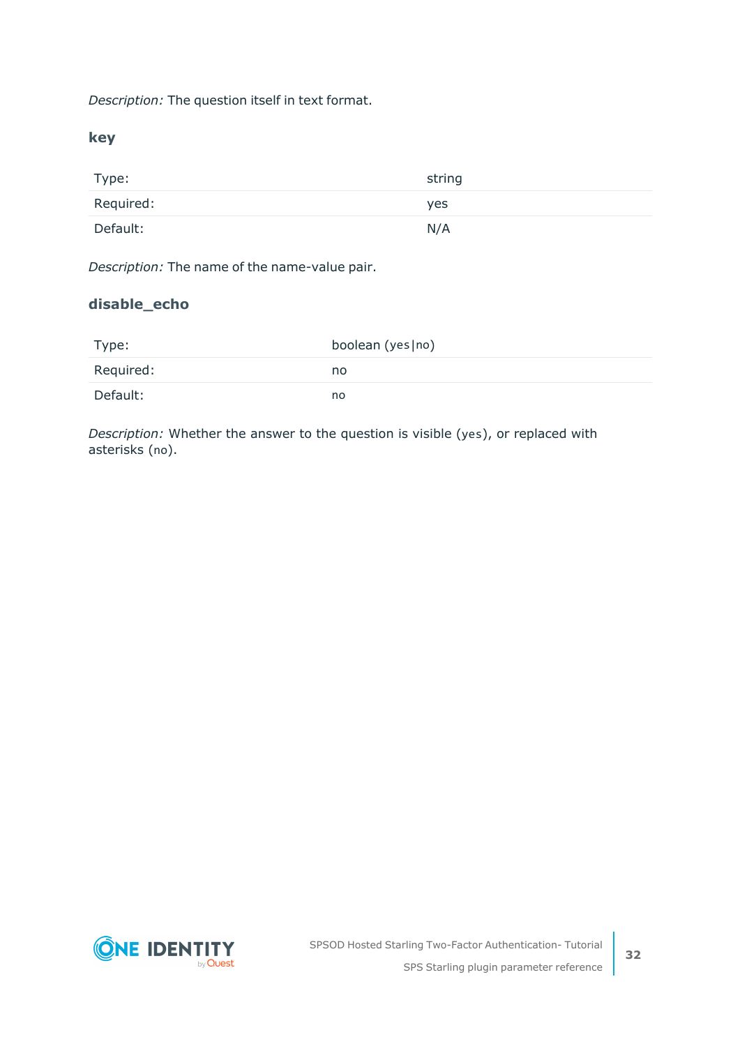*Description:* The question itself in text format.

### key

| Type: | string |
|---|---|
| Required: | yes |
| Default: | N/A |

*Description:* The name of the name-value pair.

### disable_echo

| Type: | boolean (yes\|no) |
|---|---|
| Required: | no |
| Default: | no |

*Description:* Whether the answer to the question is visible (yes), or replaced with asterisks (no).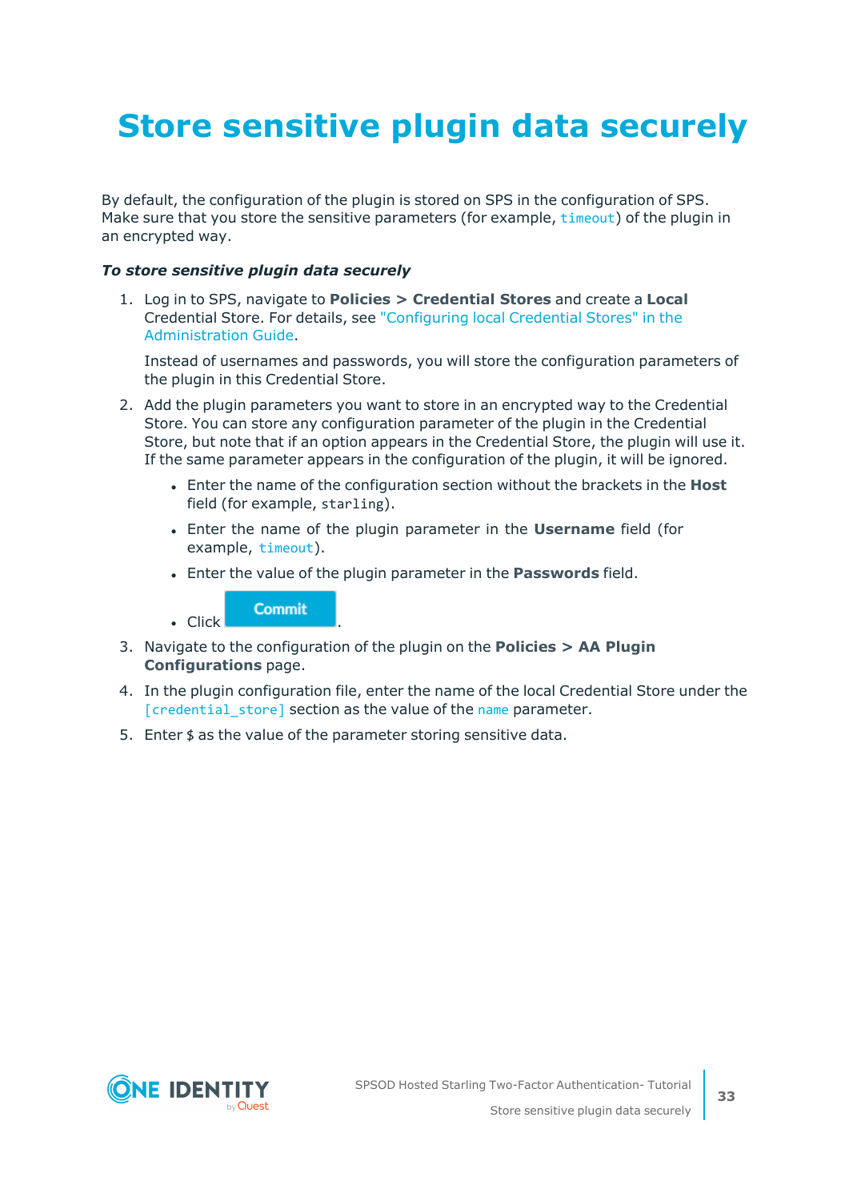# Store sensitive plugin data securely

By default, the configuration of the plugin is stored on SPS in the configuration of SPS. Make sure that you store the sensitive parameters (for example, `timeout`) of the plugin in an encrypted way.

***To store sensitive plugin data securely***

1. Log in to SPS, navigate to **Policies > Credential Stores** and create a **Local** Credential Store. For details, see "Configuring local Credential Stores" in the Administration Guide.

   Instead of usernames and passwords, you will store the configuration parameters of the plugin in this Credential Store.

2. Add the plugin parameters you want to store in an encrypted way to the Credential Store. You can store any configuration parameter of the plugin in the Credential Store, but note that if an option appears in the Credential Store, the plugin will use it. If the same parameter appears in the configuration of the plugin, it will be ignored.

   - Enter the name of the configuration section without the brackets in the **Host** field (for example, `starling`).
   - Enter the name of the plugin parameter in the **Username** field (for example, `timeout`).
   - Enter the value of the plugin parameter in the **Passwords** field.
   - Click **Commit**.

3. Navigate to the configuration of the plugin on the **Policies > AA Plugin Configurations** page.

4. In the plugin configuration file, enter the name of the local Credential Store under the `[credential_store]` section as the value of the `name` parameter.

5. Enter `$` as the value of the parameter storing sensitive data.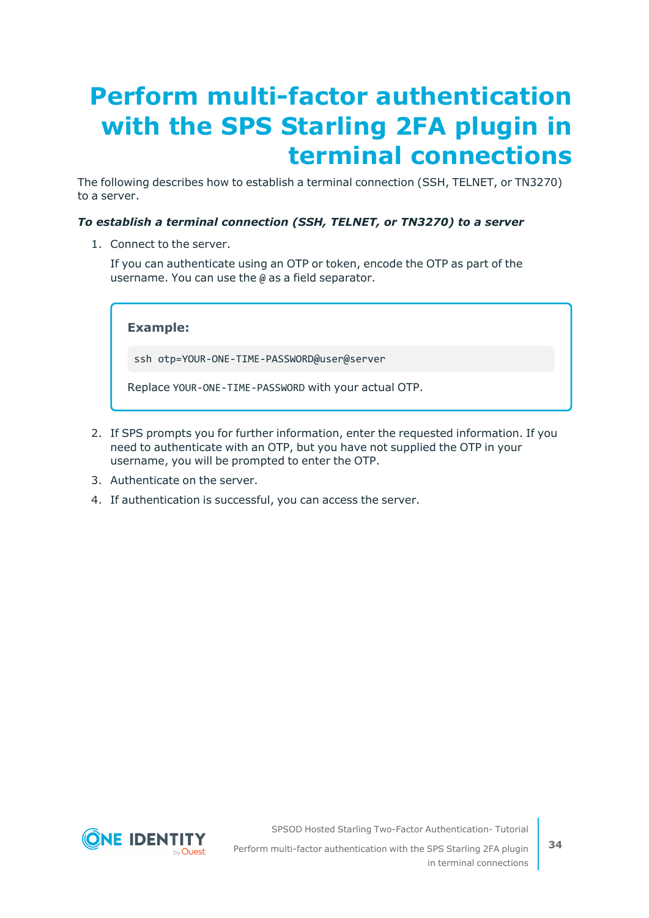# Perform multi-factor authentication with the SPS Starling 2FA plugin in terminal connections

The following describes how to establish a terminal connection (SSH, TELNET, or TN3270) to a server.

***To establish a terminal connection (SSH, TELNET, or TN3270) to a server***

1. Connect to the server.

   If you can authenticate using an OTP or token, encode the OTP as part of the username. You can use the `@` as a field separator.

   **Example:**

   ```
   ssh otp=YOUR-ONE-TIME-PASSWORD@user@server
   ```

   Replace `YOUR-ONE-TIME-PASSWORD` with your actual OTP.

2. If SPS prompts you for further information, enter the requested information. If you need to authenticate with an OTP, but you have not supplied the OTP in your username, you will be prompted to enter the OTP.
3. Authenticate on the server.
4. If authentication is successful, you can access the server.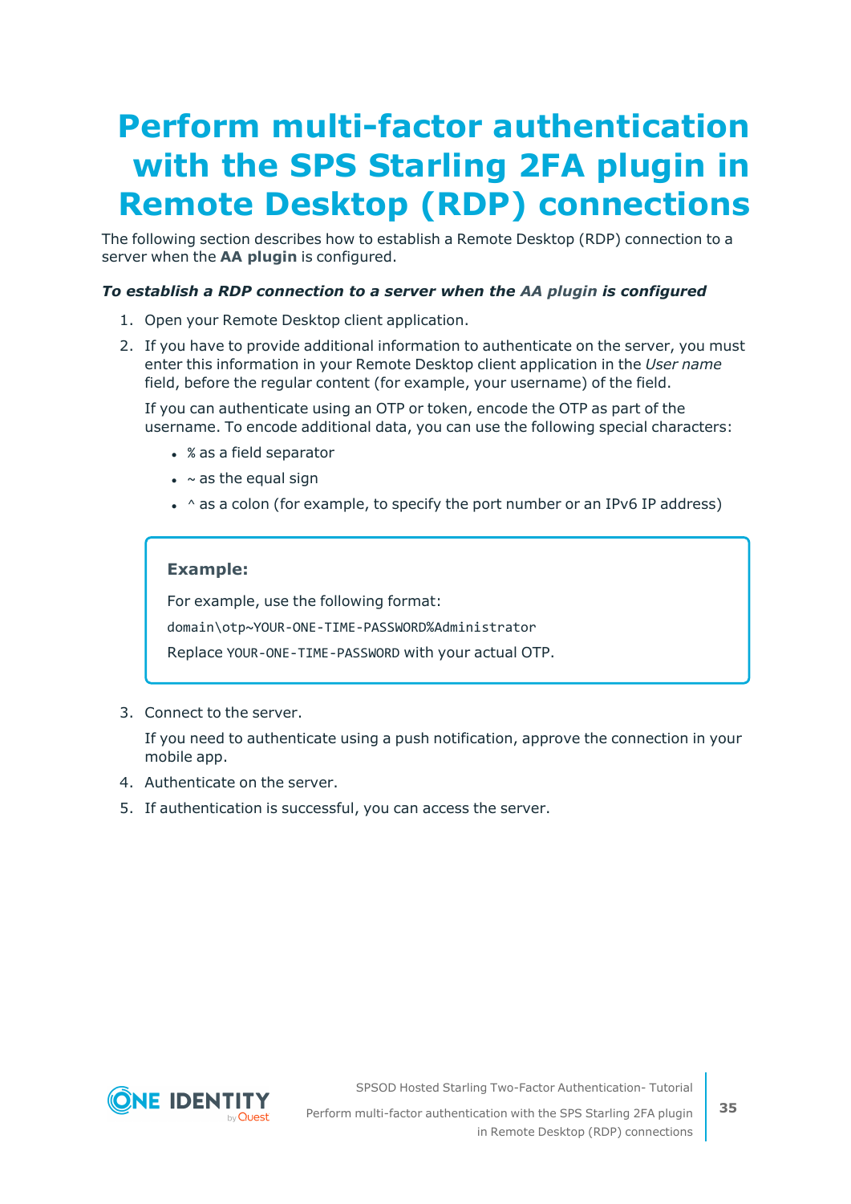# Perform multi-factor authentication with the SPS Starling 2FA plugin in Remote Desktop (RDP) connections

The following section describes how to establish a Remote Desktop (RDP) connection to a server when the **AA plugin** is configured.

***To establish a RDP connection to a server when the AA plugin is configured***

1. Open your Remote Desktop client application.
2. If you have to provide additional information to authenticate on the server, you must enter this information in your Remote Desktop client application in the *User name* field, before the regular content (for example, your username) of the field.

   If you can authenticate using an OTP or token, encode the OTP as part of the username. To encode additional data, you can use the following special characters:

   - `%` as a field separator
   - `~` as the equal sign
   - `^` as a colon (for example, to specify the port number or an IPv6 IP address)

   > **Example:**
   >
   > For example, use the following format:
   >
   > `domain\otp~YOUR-ONE-TIME-PASSWORD%Administrator`
   >
   > Replace `YOUR-ONE-TIME-PASSWORD` with your actual OTP.

3. Connect to the server.

   If you need to authenticate using a push notification, approve the connection in your mobile app.

4. Authenticate on the server.
5. If authentication is successful, you can access the server.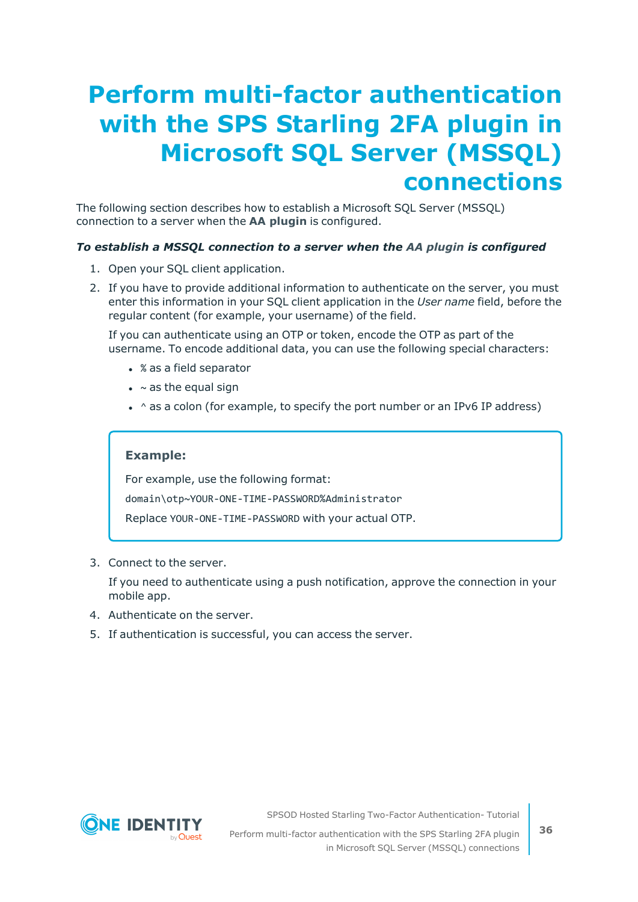# Perform multi-factor authentication with the SPS Starling 2FA plugin in Microsoft SQL Server (MSSQL) connections

The following section describes how to establish a Microsoft SQL Server (MSSQL) connection to a server when the **AA plugin** is configured.

***To establish a MSSQL connection to a server when the AA plugin is configured***

1. Open your SQL client application.
2. If you have to provide additional information to authenticate on the server, you must enter this information in your SQL client application in the *User name* field, before the regular content (for example, your username) of the field.

   If you can authenticate using an OTP or token, encode the OTP as part of the username. To encode additional data, you can use the following special characters:

   - `%` as a field separator
   - `~` as the equal sign
   - `^` as a colon (for example, to specify the port number or an IPv6 IP address)

   > **Example:**
   >
   > For example, use the following format:
   >
   > `domain\otp~YOUR-ONE-TIME-PASSWORD%Administrator`
   >
   > Replace `YOUR-ONE-TIME-PASSWORD` with your actual OTP.

3. Connect to the server.

   If you need to authenticate using a push notification, approve the connection in your mobile app.

4. Authenticate on the server.
5. If authentication is successful, you can access the server.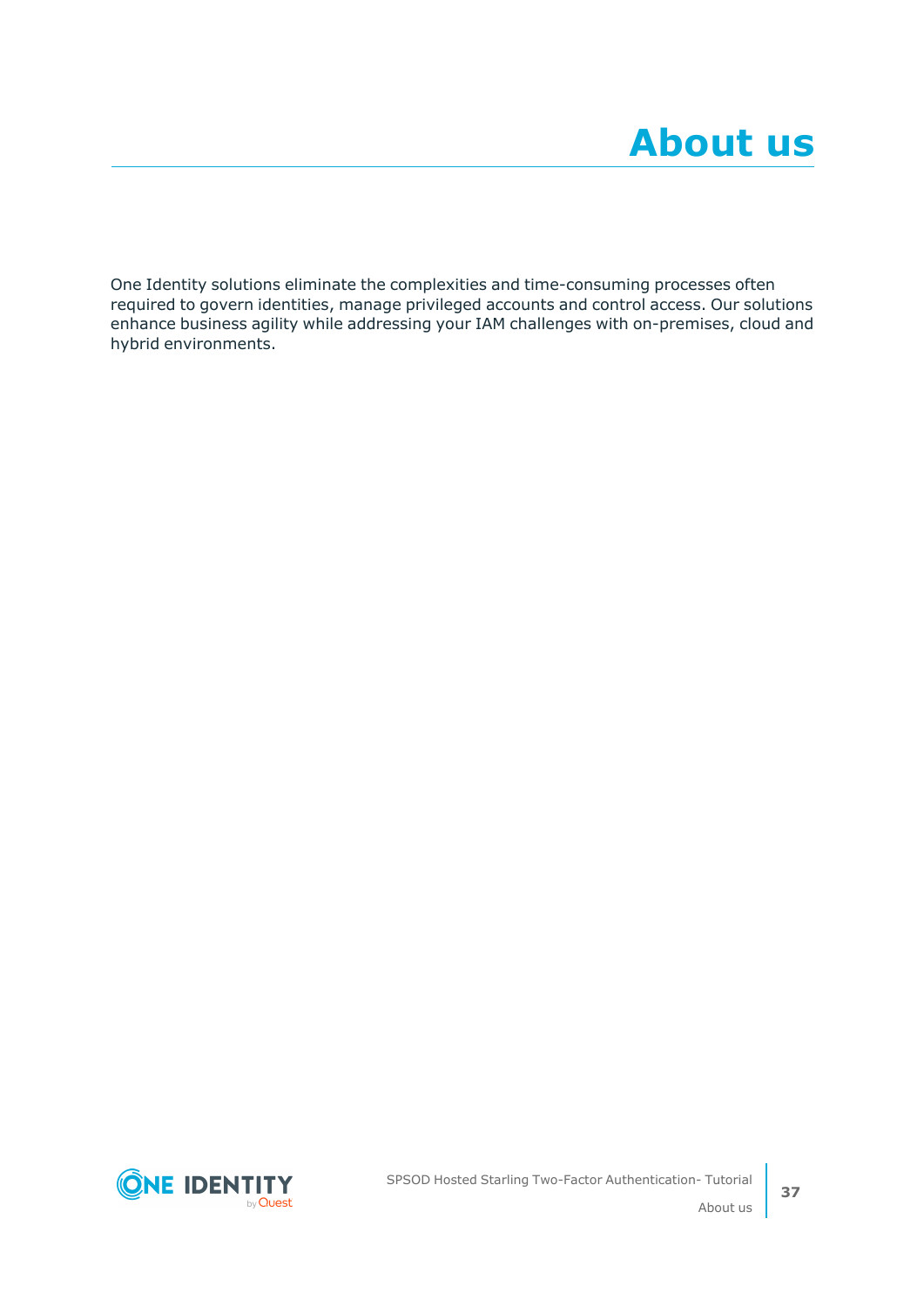# About us

One Identity solutions eliminate the complexities and time-consuming processes often required to govern identities, manage privileged accounts and control access. Our solutions enhance business agility while addressing your IAM challenges with on-premises, cloud and hybrid environments.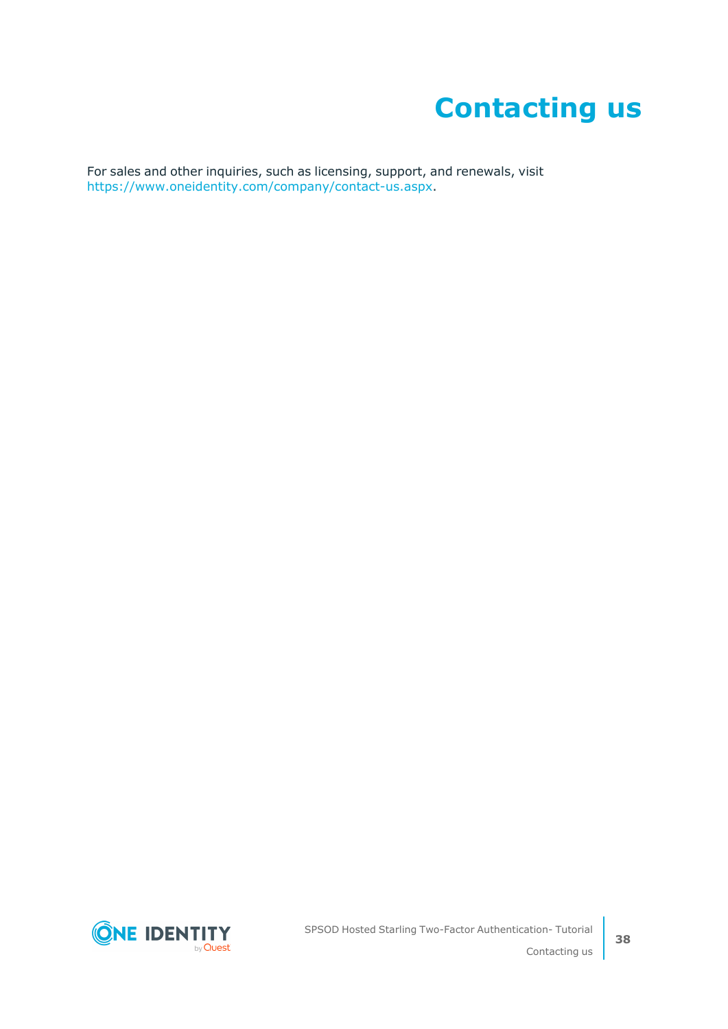# Contacting us

For sales and other inquiries, such as licensing, support, and renewals, visit https://www.oneidentity.com/company/contact-us.aspx.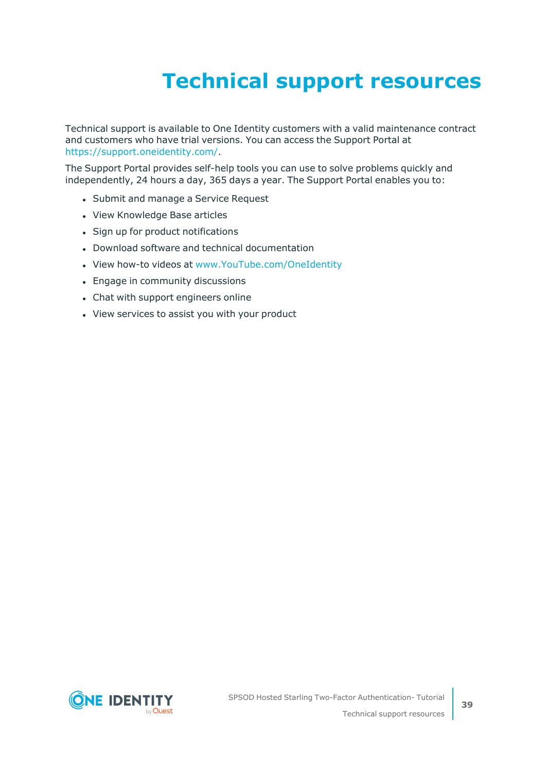# Technical support resources

Technical support is available to One Identity customers with a valid maintenance contract and customers who have trial versions. You can access the Support Portal at https://support.oneidentity.com/.

The Support Portal provides self-help tools you can use to solve problems quickly and independently, 24 hours a day, 365 days a year. The Support Portal enables you to:

- Submit and manage a Service Request
- View Knowledge Base articles
- Sign up for product notifications
- Download software and technical documentation
- View how-to videos at www.YouTube.com/OneIdentity
- Engage in community discussions
- Chat with support engineers online
- View services to assist you with your product